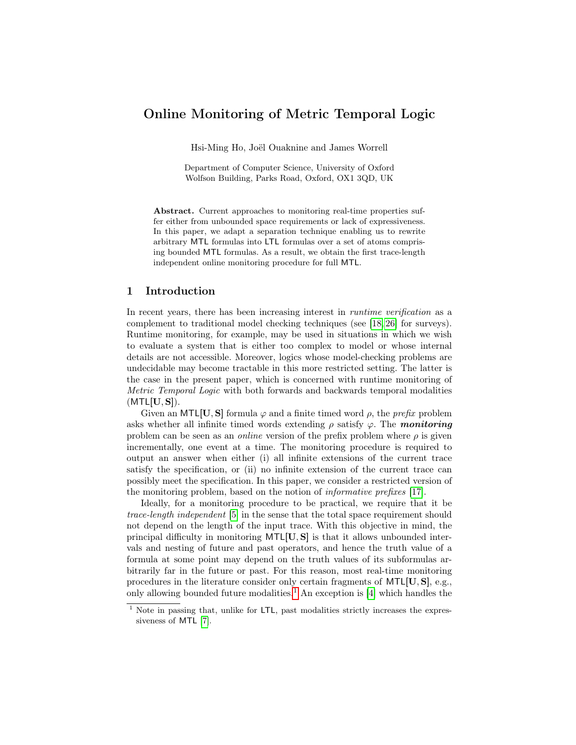# Online Monitoring of Metric Temporal Logic

Hsi-Ming Ho, Joël Ouaknine and James Worrell

Department of Computer Science, University of Oxford
Wolfson Building, Parks Road, Oxford, OX1 3QD, UK

**Abstract.** Current approaches to monitoring real-time properties suffer either from unbounded space requirements or lack of expressiveness. In this paper, we adapt a separation technique enabling us to rewrite arbitrary MTL formulas into LTL formulas over a set of atoms comprising bounded MTL formulas. As a result, we obtain the first trace-length independent online monitoring procedure for full MTL.

## 1 Introduction

In recent years, there has been increasing interest in *runtime verification* as a complement to traditional model checking techniques (see [18,26] for surveys). Runtime monitoring, for example, may be used in situations in which we wish to evaluate a system that is either too complex to model or whose internal details are not accessible. Moreover, logics whose model-checking problems are undecidable may become tractable in this more restricted setting. The latter is the case in the present paper, which is concerned with runtime monitoring of *Metric Temporal Logic* with both forwards and backwards temporal modalities ($\mathsf{MTL}[\mathbf{U}, \mathbf{S}]$).

Given an $\mathsf{MTL}[\mathbf{U}, \mathbf{S}]$ formula $\varphi$ and a finite timed word $\rho$, the *prefix* problem asks whether all infinite timed words extending $\rho$ satisfy $\varphi$. The ***monitoring*** problem can be seen as an *online* version of the prefix problem where $\rho$ is given incrementally, one event at a time. The monitoring procedure is required to output an answer when either (i) all infinite extensions of the current trace satisfy the specification, or (ii) no infinite extension of the current trace can possibly meet the specification. In this paper, we consider a restricted version of the monitoring problem, based on the notion of *informative prefixes* [17].

Ideally, for a monitoring procedure to be practical, we require that it be *trace-length independent* [5] in the sense that the total space requirement should not depend on the length of the input trace. With this objective in mind, the principal difficulty in monitoring $\mathsf{MTL}[\mathbf{U}, \mathbf{S}]$ is that it allows unbounded intervals and nesting of future and past operators, and hence the truth value of a formula at some point may depend on the truth values of its subformulas arbitrarily far in the future or past. For this reason, most real-time monitoring procedures in the literature consider only certain fragments of $\mathsf{MTL}[\mathbf{U}, \mathbf{S}]$, e.g., only allowing bounded future modalities.[1] An exception is [4] which handles the

[1] Note in passing that, unlike for LTL, past modalities strictly increases the expressiveness of MTL [7].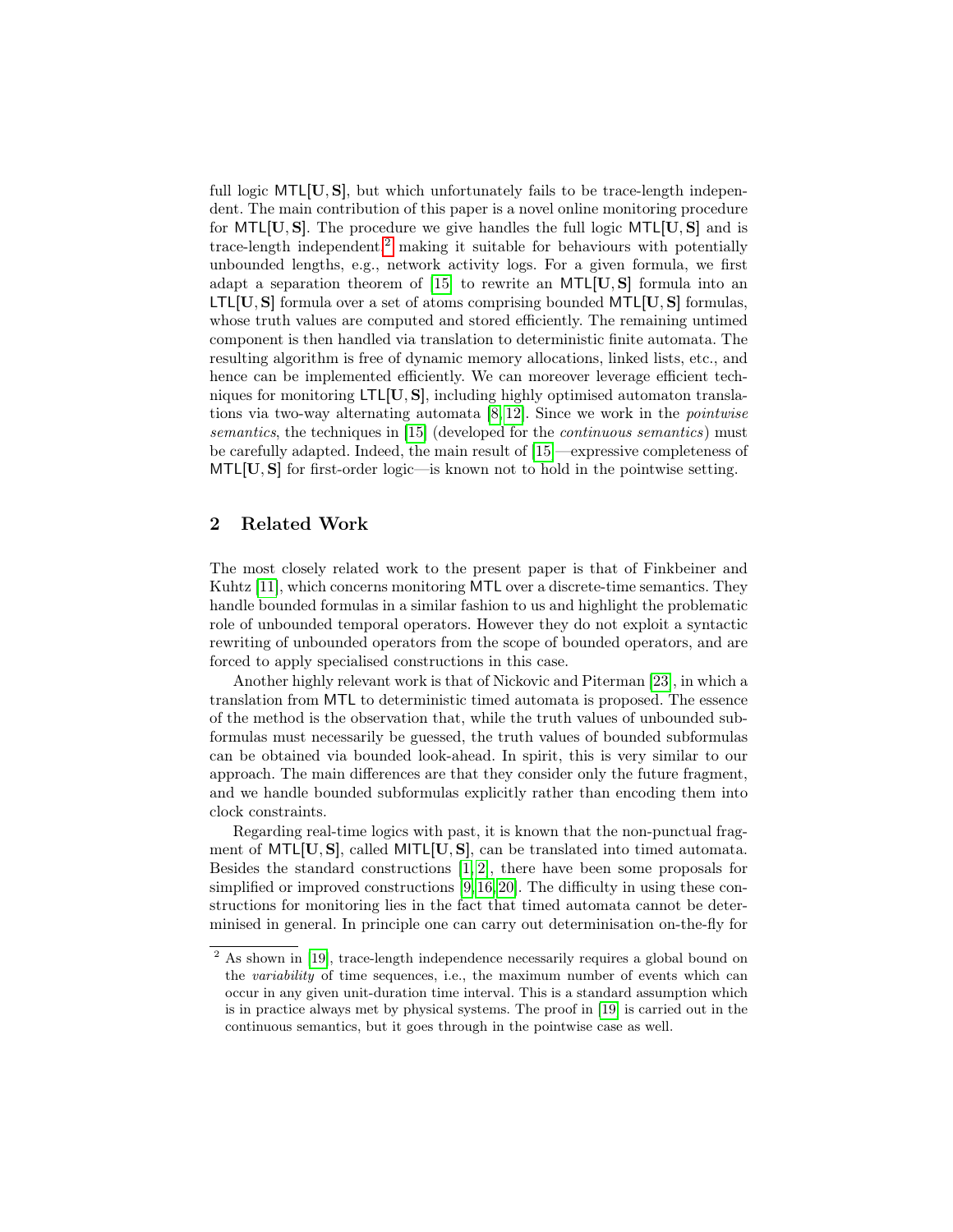full logic $\mathsf{MTL}[\mathbf{U}, \mathbf{S}]$, but which unfortunately fails to be trace-length independent. The main contribution of this paper is a novel online monitoring procedure for $\mathsf{MTL}[\mathbf{U}, \mathbf{S}]$. The procedure we give handles the full logic $\mathsf{MTL}[\mathbf{U}, \mathbf{S}]$ and is trace-length independent,[2] making it suitable for behaviours with potentially unbounded lengths, e.g., network activity logs. For a given formula, we first adapt a separation theorem of [15] to rewrite an $\mathsf{MTL}[\mathbf{U}, \mathbf{S}]$ formula into an $\mathsf{LTL}[\mathbf{U}, \mathbf{S}]$ formula over a set of atoms comprising bounded $\mathsf{MTL}[\mathbf{U}, \mathbf{S}]$ formulas, whose truth values are computed and stored efficiently. The remaining untimed component is then handled via translation to deterministic finite automata. The resulting algorithm is free of dynamic memory allocations, linked lists, etc., and hence can be implemented efficiently. We can moreover leverage efficient techniques for monitoring $\mathsf{LTL}[\mathbf{U}, \mathbf{S}]$, including highly optimised automaton translations via two-way alternating automata [8,12]. Since we work in the *pointwise semantics*, the techniques in [15] (developed for the *continuous semantics*) must be carefully adapted. Indeed, the main result of [15]—expressive completeness of $\mathsf{MTL}[\mathbf{U}, \mathbf{S}]$ for first-order logic—is known not to hold in the pointwise setting.

## 2 Related Work

The most closely related work to the present paper is that of Finkbeiner and Kuhtz [11], which concerns monitoring $\mathsf{MTL}$ over a discrete-time semantics. They handle bounded formulas in a similar fashion to us and highlight the problematic role of unbounded temporal operators. However they do not exploit a syntactic rewriting of unbounded operators from the scope of bounded operators, and are forced to apply specialised constructions in this case.

Another highly relevant work is that of Nickovic and Piterman [23], in which a translation from $\mathsf{MTL}$ to deterministic timed automata is proposed. The essence of the method is the observation that, while the truth values of unbounded subformulas must necessarily be guessed, the truth values of bounded subformulas can be obtained via bounded look-ahead. In spirit, this is very similar to our approach. The main differences are that they consider only the future fragment, and we handle bounded subformulas explicitly rather than encoding them into clock constraints.

Regarding real-time logics with past, it is known that the non-punctual fragment of $\mathsf{MTL}[\mathbf{U}, \mathbf{S}]$, called $\mathsf{MITL}[\mathbf{U}, \mathbf{S}]$, can be translated into timed automata. Besides the standard constructions [1,2], there have been some proposals for simplified or improved constructions [9,16,20]. The difficulty in using these constructions for monitoring lies in the fact that timed automata cannot be determinised in general. In principle one can carry out determinisation on-the-fly for

[2] As shown in [19], trace-length independence necessarily requires a global bound on the *variability* of time sequences, i.e., the maximum number of events which can occur in any given unit-duration time interval. This is a standard assumption which is in practice always met by physical systems. The proof in [19] is carried out in the continuous semantics, but it goes through in the pointwise case as well.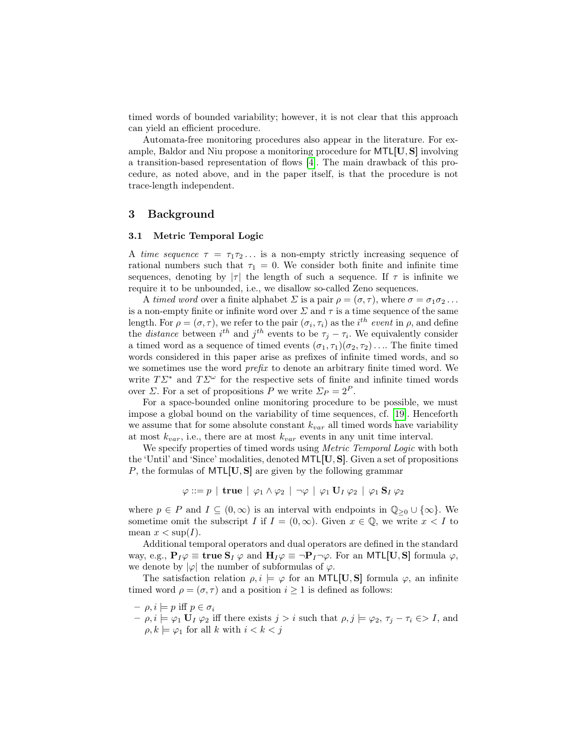timed words of bounded variability; however, it is not clear that this approach can yield an efficient procedure.

Automata-free monitoring procedures also appear in the literature. For example, Baldor and Niu propose a monitoring procedure for $\mathsf{MTL}[\mathbf{U},\mathbf{S}]$ involving a transition-based representation of flows [4]. The main drawback of this procedure, as noted above, and in the paper itself, is that the procedure is not trace-length independent.

## 3 Background

### 3.1 Metric Temporal Logic

A *time sequence* $\tau = \tau_1\tau_2\dots$ is a non-empty strictly increasing sequence of rational numbers such that $\tau_1 = 0$. We consider both finite and infinite time sequences, denoting by $|\tau|$ the length of such a sequence. If $\tau$ is infinite we require it to be unbounded, i.e., we disallow so-called Zeno sequences.

A *timed word* over a finite alphabet $\Sigma$ is a pair $\rho = (\sigma, \tau)$, where $\sigma = \sigma_1\sigma_2\dots$ is a non-empty finite or infinite word over $\Sigma$ and $\tau$ is a time sequence of the same length. For $\rho = (\sigma, \tau)$, we refer to the pair $(\sigma_i, \tau_i)$ as the $i^{th}$ *event* in $\rho$, and define the *distance* between $i^{th}$ and $j^{th}$ events to be $\tau_j - \tau_i$. We equivalently consider a timed word as a sequence of timed events $(\sigma_1, \tau_1)(\sigma_2, \tau_2)\dots$. The finite timed words considered in this paper arise as prefixes of infinite timed words, and so we sometimes use the word *prefix* to denote an arbitrary finite timed word. We write $T\Sigma^*$ and $T\Sigma^\omega$ for the respective sets of finite and infinite timed words over $\Sigma$. For a set of propositions $P$ we write $\Sigma_P = 2^P$.

For a space-bounded online monitoring procedure to be possible, we must impose a global bound on the variability of time sequences, cf. [19]. Henceforth we assume that for some absolute constant $k_{var}$ all timed words have variability at most $k_{var}$, i.e., there are at most $k_{var}$ events in any unit time interval.

We specify properties of timed words using *Metric Temporal Logic* with both the 'Until' and 'Since' modalities, denoted $\mathsf{MTL}[\mathbf{U},\mathbf{S}]$. Given a set of propositions $P$, the formulas of $\mathsf{MTL}[\mathbf{U},\mathbf{S}]$ are given by the following grammar

$$\varphi ::= p \mid \mathbf{true} \mid \varphi_1 \wedge \varphi_2 \mid \neg\varphi \mid \varphi_1 \,\mathbf{U}_I\, \varphi_2 \mid \varphi_1 \,\mathbf{S}_I\, \varphi_2$$

where $p \in P$ and $I \subseteq (0, \infty)$ is an interval with endpoints in $\mathbb{Q}_{\geq 0} \cup \{\infty\}$. We sometime omit the subscript $I$ if $I = (0, \infty)$. Given $x \in \mathbb{Q}$, we write $x < I$ to mean $x < \sup(I)$.

Additional temporal operators and dual operators are defined in the standard way, e.g., $\mathbf{P}_I\varphi \equiv \mathbf{true}\,\mathbf{S}_I\,\varphi$ and $\mathbf{H}_I\varphi \equiv \neg\mathbf{P}_I\neg\varphi$. For an $\mathsf{MTL}[\mathbf{U},\mathbf{S}]$ formula $\varphi$, we denote by $|\varphi|$ the number of subformulas of $\varphi$.

The satisfaction relation $\rho, i \models \varphi$ for an $\mathsf{MTL}[\mathbf{U},\mathbf{S}]$ formula $\varphi$, an infinite timed word $\rho = (\sigma, \tau)$ and a position $i \geq 1$ is defined as follows:

- $\rho, i \models p$ iff $p \in \sigma_i$
- $\rho, i \models \varphi_1 \,\mathbf{U}_I\, \varphi_2$ iff there exists $j > i$ such that $\rho, j \models \varphi_2$, $\tau_j - \tau_i \in> I$, and $\rho, k \models \varphi_1$ for all $k$ with $i < k < j$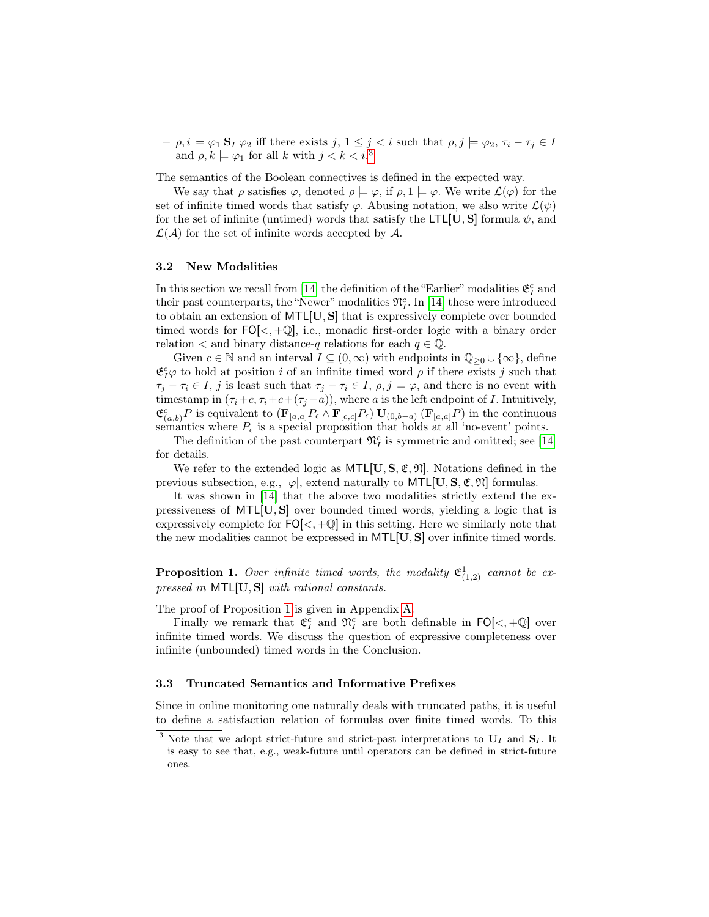– $\rho, i \models \varphi_1 \, \mathbf{S}_I \, \varphi_2$ iff there exists $j$, $1 \le j < i$ such that $\rho, j \models \varphi_2$, $\tau_i - \tau_j \in I$ and $\rho, k \models \varphi_1$ for all $k$ with $j < k < i$.[3]

The semantics of the Boolean connectives is defined in the expected way.

We say that $\rho$ satisfies $\varphi$, denoted $\rho \models \varphi$, if $\rho, 1 \models \varphi$. We write $\mathcal{L}(\varphi)$ for the set of infinite timed words that satisfy $\varphi$. Abusing notation, we also write $\mathcal{L}(\psi)$ for the set of infinite (untimed) words that satisfy the $\mathsf{LTL}[\mathbf{U}, \mathbf{S}]$ formula $\psi$, and $\mathcal{L}(\mathcal{A})$ for the set of infinite words accepted by $\mathcal{A}$.

### 3.2 New Modalities

In this section we recall from [14] the definition of the "Earlier" modalities $\mathfrak{E}^c_I$ and their past counterparts, the "Newer" modalities $\mathfrak{N}^c_I$. In [14] these were introduced to obtain an extension of $\mathsf{MTL}[\mathbf{U}, \mathbf{S}]$ that is expressively complete over bounded timed words for $\mathsf{FO}[<, +\mathbb{Q}]$, i.e., monadic first-order logic with a binary order relation $<$ and binary distance-$q$ relations for each $q \in \mathbb{Q}$.

Given $c \in \mathbb{N}$ and an interval $I \subseteq (0, \infty)$ with endpoints in $\mathbb{Q}_{\ge 0} \cup \{\infty\}$, define $\mathfrak{E}^c_I \varphi$ to hold at position $i$ of an infinite timed word $\rho$ if there exists $j$ such that $\tau_j - \tau_i \in I$, $j$ is least such that $\tau_j - \tau_i \in I$, $\rho, j \models \varphi$, and there is no event with timestamp in $(\tau_i + c, \tau_i + c + (\tau_j - a))$, where $a$ is the left endpoint of $I$. Intuitively, $\mathfrak{E}^c_{(a,b)} P$ is equivalent to $(\mathbf{F}_{[a,a]} P_\epsilon \wedge \mathbf{F}_{[c,c]} P_\epsilon) \, \mathbf{U}_{(0,b-a)} \, (\mathbf{F}_{[a,a]} P)$ in the continuous semantics where $P_\epsilon$ is a special proposition that holds at all 'no-event' points.

The definition of the past counterpart $\mathfrak{N}^c_I$ is symmetric and omitted; see [14] for details.

We refer to the extended logic as $\mathsf{MTL}[\mathbf{U}, \mathbf{S}, \mathfrak{E}, \mathfrak{N}]$. Notations defined in the previous subsection, e.g., $|\varphi|$, extend naturally to $\mathsf{MTL}[\mathbf{U}, \mathbf{S}, \mathfrak{E}, \mathfrak{N}]$ formulas.

It was shown in [14] that the above two modalities strictly extend the expressiveness of $\mathsf{MTL}[\mathbf{U}, \mathbf{S}]$ over bounded timed words, yielding a logic that is expressively complete for $\mathsf{FO}[<, +\mathbb{Q}]$ in this setting. Here we similarly note that the new modalities cannot be expressed in $\mathsf{MTL}[\mathbf{U}, \mathbf{S}]$ over infinite timed words.

**Proposition 1.** *Over infinite timed words, the modality $\mathfrak{E}^1_{(1,2)}$ cannot be expressed in $\mathsf{MTL}[\mathbf{U}, \mathbf{S}]$ with rational constants.*

The proof of Proposition 1 is given in Appendix A.

Finally we remark that $\mathfrak{E}^c_I$ and $\mathfrak{N}^c_I$ are both definable in $\mathsf{FO}[<, +\mathbb{Q}]$ over infinite timed words. We discuss the question of expressive completeness over infinite (unbounded) timed words in the Conclusion.

### 3.3 Truncated Semantics and Informative Prefixes

Since in online monitoring one naturally deals with truncated paths, it is useful to define a satisfaction relation of formulas over finite timed words. To this

[3] Note that we adopt strict-future and strict-past interpretations to $\mathbf{U}_I$ and $\mathbf{S}_I$. It is easy to see that, e.g., weak-future until operators can be defined in strict-future ones.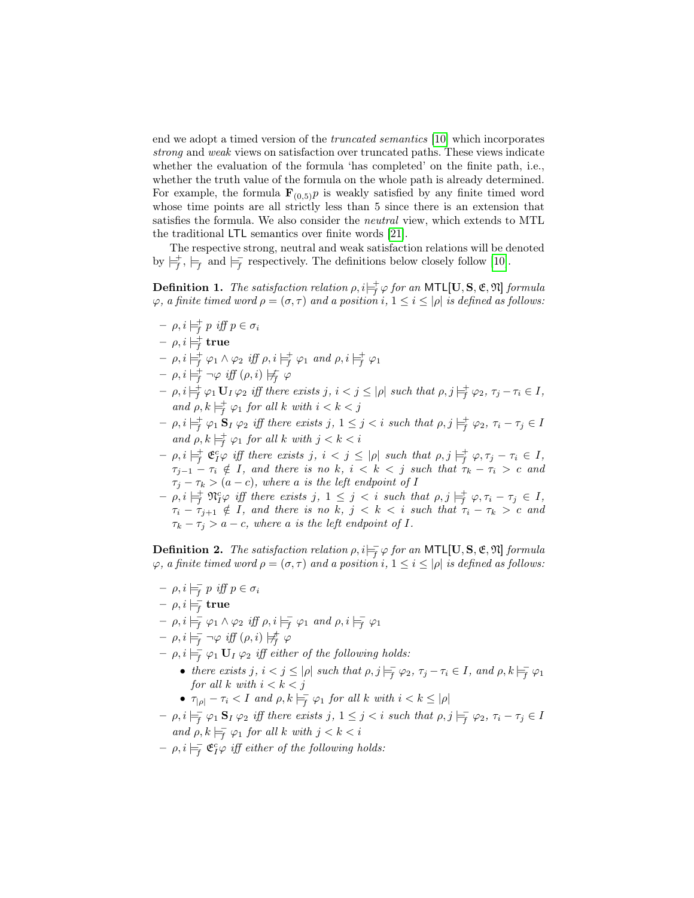end we adopt a timed version of the *truncated semantics* [10] which incorporates *strong* and *weak* views on satisfaction over truncated paths. These views indicate whether the evaluation of the formula 'has completed' on the finite path, i.e., whether the truth value of the formula on the whole path is already determined. For example, the formula $\mathbf{F}_{(0,5)}p$ is weakly satisfied by any finite timed word whose time points are all strictly less than 5 since there is an extension that satisfies the formula. We also consider the *neutral* view, which extends to MTL the traditional LTL semantics over finite words [21].

The respective strong, neutral and weak satisfaction relations will be denoted by $\models^+_f$, $\models_f$ and $\models^-_f$ respectively. The definitions below closely follow [10].

**Definition 1.** *The satisfaction relation $\rho, i \models^+_f \varphi$ for an $\mathsf{MTL}[\mathbf{U}, \mathbf{S}, \mathfrak{E}, \mathfrak{N}]$ formula $\varphi$, a finite timed word $\rho = (\sigma, \tau)$ and a position $i$, $1 \le i \le |\rho|$ is defined as follows:*

- $\rho, i \models^+_f p$ *iff* $p \in \sigma_i$
- $\rho, i \models^+_f \mathbf{true}$
- $\rho, i \models^+_f \varphi_1 \wedge \varphi_2$ *iff* $\rho, i \models^+_f \varphi_1$ *and* $\rho, i \models^+_f \varphi_1$
- $\rho, i \models^+_f \neg\varphi$ *iff* $(\rho, i) \not\models^-_f \varphi$
- $\rho, i \models^+_f \varphi_1 \mathbf{U}_I \varphi_2$ *iff there exists* $j$, $i < j \le |\rho|$ *such that* $\rho, j \models^+_f \varphi_2$, $\tau_j - \tau_i \in I$, *and* $\rho, k \models^+_f \varphi_1$ *for all* $k$ *with* $i < k < j$
- $\rho, i \models^+_f \varphi_1 \mathbf{S}_I \varphi_2$ *iff there exists* $j$, $1 \le j < i$ *such that* $\rho, j \models^+_f \varphi_2$, $\tau_i - \tau_j \in I$ *and* $\rho, k \models^+_f \varphi_1$ *for all* $k$ *with* $j < k < i$
- $\rho, i \models^+_f \mathfrak{E}^c_I \varphi$ *iff there exists* $j$, $i < j \le |\rho|$ *such that* $\rho, j \models^+_f \varphi, \tau_j - \tau_i \in I$, $\tau_{j-1} - \tau_i \notin I$, *and there is no* $k$, $i < k < j$ *such that* $\tau_k - \tau_i > c$ *and* $\tau_j - \tau_k > (a - c)$, *where* $a$ *is the left endpoint of* $I$
- $\rho, i \models^+_f \mathfrak{N}^c_I \varphi$ *iff there exists* $j$, $1 \le j < i$ *such that* $\rho, j \models^+_f \varphi, \tau_i - \tau_j \in I$, $\tau_i - \tau_{j+1} \notin I$, *and there is no* $k$, $j < k < i$ *such that* $\tau_i - \tau_k > c$ *and* $\tau_k - \tau_j > a - c$, *where* $a$ *is the left endpoint of* $I$.

**Definition 2.** *The satisfaction relation $\rho, i \models^-_f \varphi$ for an $\mathsf{MTL}[\mathbf{U}, \mathbf{S}, \mathfrak{E}, \mathfrak{N}]$ formula $\varphi$, a finite timed word $\rho = (\sigma, \tau)$ and a position $i$, $1 \le i \le |\rho|$ is defined as follows:*

- $\rho, i \models^-_f p$ *iff* $p \in \sigma_i$
- $\rho, i \models^-_f \mathbf{true}$
- $\rho, i \models^-_f \varphi_1 \wedge \varphi_2$ *iff* $\rho, i \models^-_f \varphi_1$ *and* $\rho, i \models^-_f \varphi_1$
- $\rho, i \models^-_f \neg\varphi$ *iff* $(\rho, i) \not\models^+_f \varphi$
- $\rho, i \models^-_f \varphi_1 \mathbf{U}_I \varphi_2$ *iff either of the following holds:*
  - *there exists* $j$, $i < j \le |\rho|$ *such that* $\rho, j \models^-_f \varphi_2$, $\tau_j - \tau_i \in I$, *and* $\rho, k \models^-_f \varphi_1$ *for all* $k$ *with* $i < k < j$
  - $\tau_{|\rho|} - \tau_i < I$ *and* $\rho, k \models^-_f \varphi_1$ *for all* $k$ *with* $i < k \le |\rho|$
- $\rho, i \models^-_f \varphi_1 \mathbf{S}_I \varphi_2$ *iff there exists* $j$, $1 \le j < i$ *such that* $\rho, j \models^-_f \varphi_2$, $\tau_i - \tau_j \in I$ *and* $\rho, k \models^-_f \varphi_1$ *for all* $k$ *with* $j < k < i$
- $\rho, i \models^-_f \mathfrak{E}^c_I \varphi$ *iff either of the following holds:*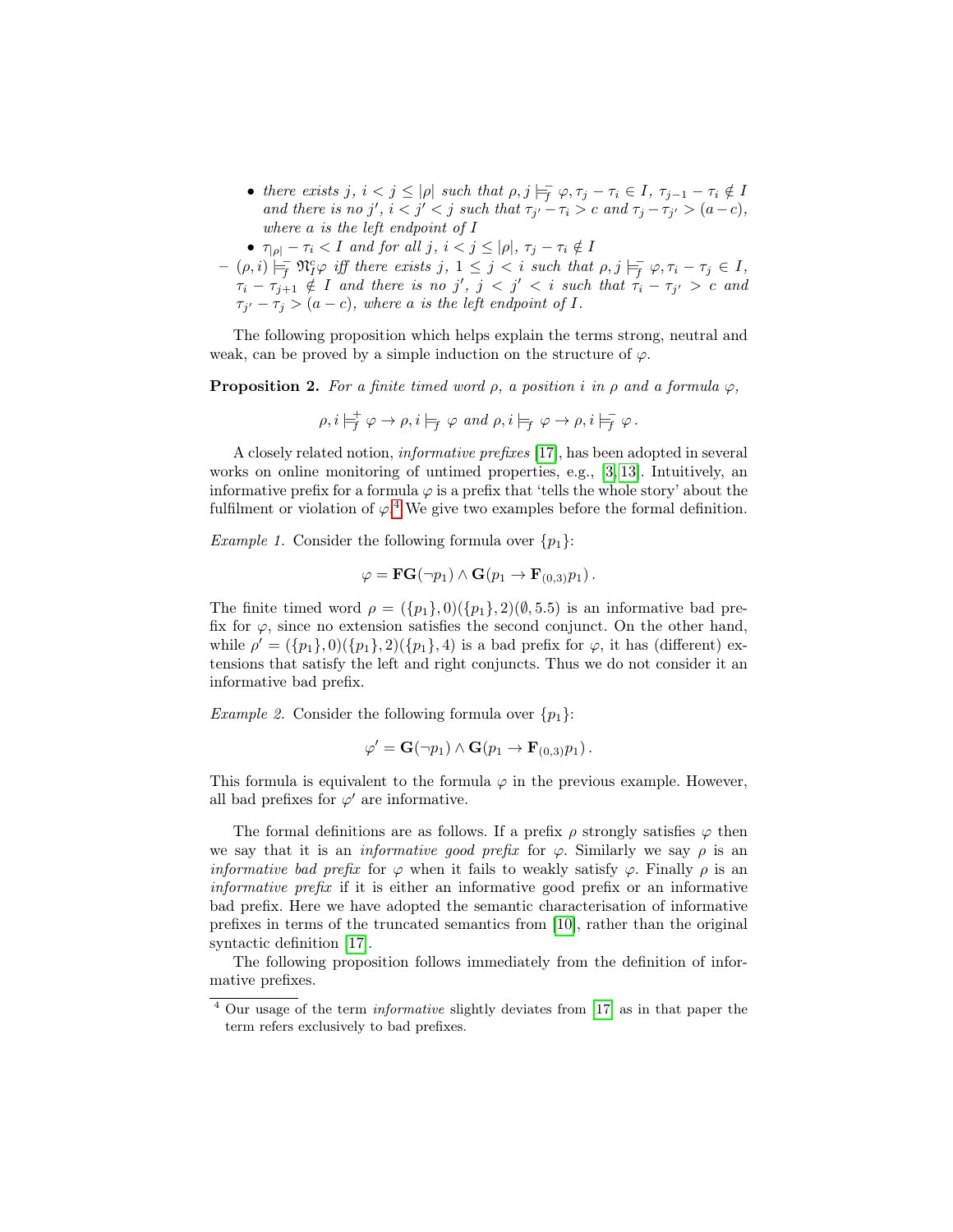- *there exists $j$, $i < j \leq |\rho|$ such that $\rho, j \models^-_f \varphi, \tau_j - \tau_i \in I$, $\tau_{j-1} - \tau_i \notin I$ and there is no $j'$, $i < j' < j$ such that $\tau_{j'} - \tau_i > c$ and $\tau_j - \tau_{j'} > (a - c)$, where $a$ is the left endpoint of $I$*
  - *$\tau_{|\rho|} - \tau_i < I$ and for all $j$, $i < j \leq |\rho|$, $\tau_j - \tau_i \notin I$*
- *$(\rho, i) \models^-_f \mathfrak{N}^c_I \varphi$ iff there exists $j$, $1 \leq j < i$ such that $\rho, j \models^-_f \varphi, \tau_i - \tau_j \in I$, $\tau_i - \tau_{j+1} \notin I$ and there is no $j'$, $j < j' < i$ such that $\tau_i - \tau_{j'} > c$ and $\tau_{j'} - \tau_j > (a - c)$, where $a$ is the left endpoint of $I$.*

The following proposition which helps explain the terms strong, neutral and weak, can be proved by a simple induction on the structure of $\varphi$.

**Proposition 2.** *For a finite timed word $\rho$, a position $i$ in $\rho$ and a formula $\varphi$,*

$$\rho, i \models^+_f \varphi \to \rho, i \models_f \varphi \text{ and } \rho, i \models_f \varphi \to \rho, i \models^-_f \varphi\,.$$

A closely related notion, *informative prefixes* [17], has been adopted in several works on online monitoring of untimed properties, e.g., [3, 13]. Intuitively, an informative prefix for a formula $\varphi$ is a prefix that 'tells the whole story' about the fulfilment or violation of $\varphi$.[4] We give two examples before the formal definition.

*Example 1.* Consider the following formula over $\{p_1\}$:

$$\varphi = \mathbf{FG}(\neg p_1) \wedge \mathbf{G}(p_1 \to \mathbf{F}_{(0,3)} p_1)\,.$$

The finite timed word $\rho = (\{p_1\}, 0)(\{p_1\}, 2)(\emptyset, 5.5)$ is an informative bad prefix for $\varphi$, since no extension satisfies the second conjunct. On the other hand, while $\rho' = (\{p_1\}, 0)(\{p_1\}, 2)(\{p_1\}, 4)$ is a bad prefix for $\varphi$, it has (different) extensions that satisfy the left and right conjuncts. Thus we do not consider it an informative bad prefix.

*Example 2.* Consider the following formula over $\{p_1\}$:

$$\varphi' = \mathbf{G}(\neg p_1) \wedge \mathbf{G}(p_1 \to \mathbf{F}_{(0,3)} p_1)\,.$$

This formula is equivalent to the formula $\varphi$ in the previous example. However, all bad prefixes for $\varphi'$ are informative.

The formal definitions are as follows. If a prefix $\rho$ strongly satisfies $\varphi$ then we say that it is an *informative good prefix* for $\varphi$. Similarly we say $\rho$ is an *informative bad prefix* for $\varphi$ when it fails to weakly satisfy $\varphi$. Finally $\rho$ is an *informative prefix* if it is either an informative good prefix or an informative bad prefix. Here we have adopted the semantic characterisation of informative prefixes in terms of the truncated semantics from [10], rather than the original syntactic definition [17].

The following proposition follows immediately from the definition of informative prefixes.

[4] Our usage of the term *informative* slightly deviates from [17] as in that paper the term refers exclusively to bad prefixes.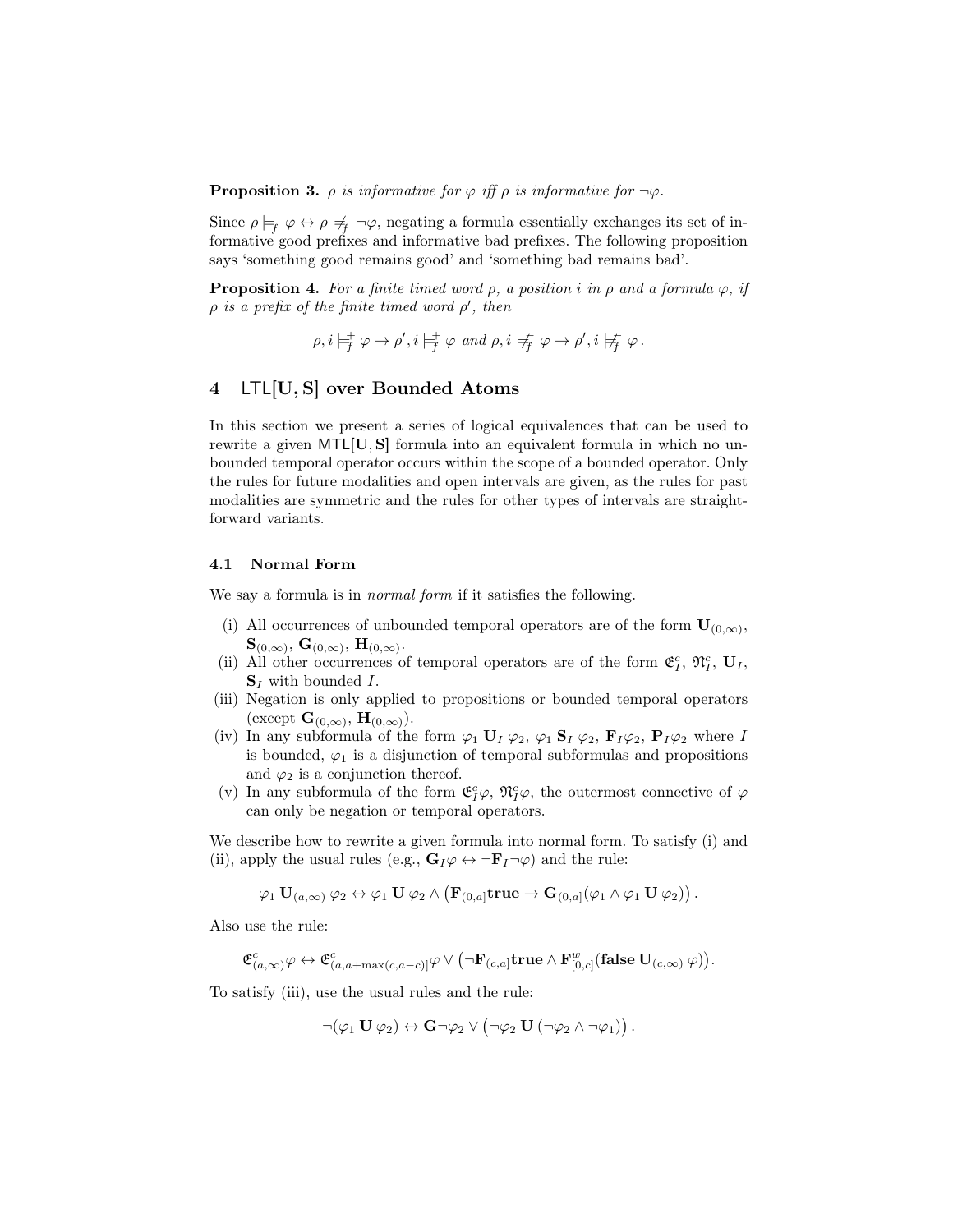**Proposition 3.** *$\rho$ is informative for $\varphi$ iff $\rho$ is informative for $\neg\varphi$.*

Since $\rho \models_f \varphi \leftrightarrow \rho \not\models_f \neg\varphi$, negating a formula essentially exchanges its set of informative good prefixes and informative bad prefixes. The following proposition says 'something good remains good' and 'something bad remains bad'.

**Proposition 4.** *For a finite timed word $\rho$, a position $i$ in $\rho$ and a formula $\varphi$, if $\rho$ is a prefix of the finite timed word $\rho'$, then*

$$\rho, i \models_f^+ \varphi \rightarrow \rho', i \models_f^+ \varphi \text{ and } \rho, i \not\models_f^- \varphi \rightarrow \rho', i \not\models_f^- \varphi\,.$$

## 4 $\mathsf{LTL}[\mathbf{U}, \mathbf{S}]$ over Bounded Atoms

In this section we present a series of logical equivalences that can be used to rewrite a given $\mathsf{MTL}[\mathbf{U}, \mathbf{S}]$ formula into an equivalent formula in which no unbounded temporal operator occurs within the scope of a bounded operator. Only the rules for future modalities and open intervals are given, as the rules for past modalities are symmetric and the rules for other types of intervals are straightforward variants.

### 4.1 Normal Form

We say a formula is in *normal form* if it satisfies the following.

- (i) All occurrences of unbounded temporal operators are of the form $\mathbf{U}_{(0,\infty)}$, $\mathbf{S}_{(0,\infty)}$, $\mathbf{G}_{(0,\infty)}$, $\mathbf{H}_{(0,\infty)}$.
- (ii) All other occurrences of temporal operators are of the form $\mathfrak{E}^c_I$, $\mathfrak{N}^c_I$, $\mathbf{U}_I$, $\mathbf{S}_I$ with bounded $I$.
- (iii) Negation is only applied to propositions or bounded temporal operators (except $\mathbf{G}_{(0,\infty)}$, $\mathbf{H}_{(0,\infty)}$).
- (iv) In any subformula of the form $\varphi_1 \mathbf{U}_I \varphi_2$, $\varphi_1 \mathbf{S}_I \varphi_2$, $\mathbf{F}_I\varphi_2$, $\mathbf{P}_I\varphi_2$ where $I$ is bounded, $\varphi_1$ is a disjunction of temporal subformulas and propositions and $\varphi_2$ is a conjunction thereof.
- (v) In any subformula of the form $\mathfrak{E}^c_I\varphi$, $\mathfrak{N}^c_I\varphi$, the outermost connective of $\varphi$ can only be negation or temporal operators.

We describe how to rewrite a given formula into normal form. To satisfy (i) and (ii), apply the usual rules (e.g., $\mathbf{G}_I\varphi \leftrightarrow \neg\mathbf{F}_I\neg\varphi$) and the rule:

$$\varphi_1 \mathbf{U}_{(a,\infty)} \varphi_2 \leftrightarrow \varphi_1 \mathbf{U}\, \varphi_2 \wedge \big(\mathbf{F}_{(0,a]}\mathbf{true} \rightarrow \mathbf{G}_{(0,a]}(\varphi_1 \wedge \varphi_1 \mathbf{U}\, \varphi_2)\big)\,.$$

Also use the rule:

$$\mathfrak{E}^c_{(a,\infty)}\varphi \leftrightarrow \mathfrak{E}^c_{(a,a+\max(c,a-c)]}\varphi \vee \big(\neg\mathbf{F}_{(c,a]}\mathbf{true} \wedge \mathbf{F}^w_{[0,c]}(\mathbf{false}\, \mathbf{U}_{(c,\infty)}\, \varphi)\big).$$

To satisfy (iii), use the usual rules and the rule:

$$\neg(\varphi_1 \mathbf{U}\, \varphi_2) \leftrightarrow \mathbf{G}\neg\varphi_2 \vee \big(\neg\varphi_2 \mathbf{U}\, (\neg\varphi_2 \wedge \neg\varphi_1)\big)\,.$$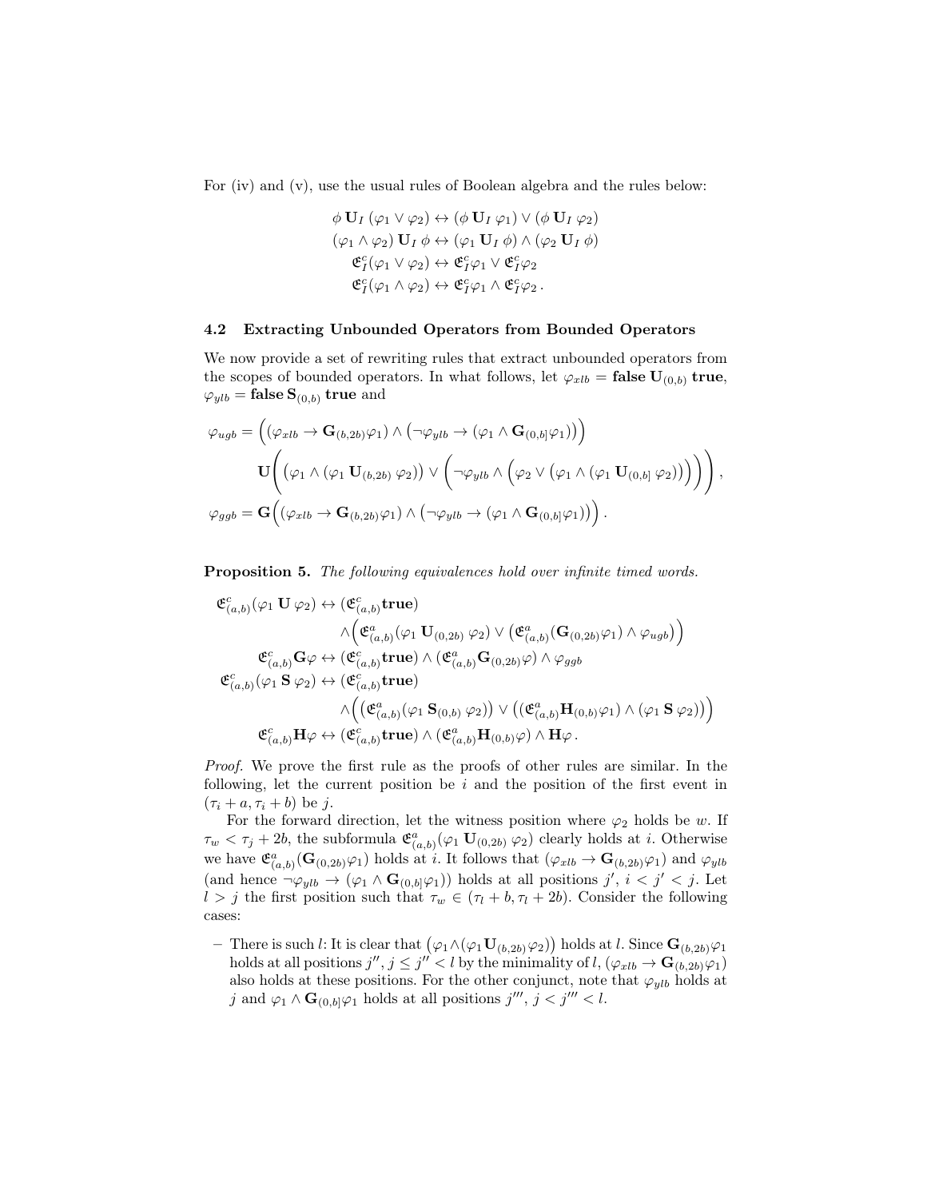For (iv) and (v), use the usual rules of Boolean algebra and the rules below:

$$\phi \, \mathbf{U}_I \, (\varphi_1 \vee \varphi_2) \leftrightarrow (\phi \, \mathbf{U}_I \, \varphi_1) \vee (\phi \, \mathbf{U}_I \, \varphi_2)$$
$$(\varphi_1 \wedge \varphi_2) \, \mathbf{U}_I \, \phi \leftrightarrow (\varphi_1 \, \mathbf{U}_I \, \phi) \wedge (\varphi_2 \, \mathbf{U}_I \, \phi)$$
$$\mathfrak{E}^c_I(\varphi_1 \vee \varphi_2) \leftrightarrow \mathfrak{E}^c_I \varphi_1 \vee \mathfrak{E}^c_I \varphi_2$$
$$\mathfrak{E}^c_I(\varphi_1 \wedge \varphi_2) \leftrightarrow \mathfrak{E}^c_I \varphi_1 \wedge \mathfrak{E}^c_I \varphi_2 \, .$$

## 4.2 Extracting Unbounded Operators from Bounded Operators

We now provide a set of rewriting rules that extract unbounded operators from the scopes of bounded operators. In what follows, let $\varphi_{xlb} = \mathbf{false} \, \mathbf{U}_{(0,b)} \, \mathbf{true}$, $\varphi_{ylb} = \mathbf{false} \, \mathbf{S}_{(0,b)} \, \mathbf{true}$ and

$$\varphi_{ugb} = \Big( (\varphi_{xlb} \rightarrow \mathbf{G}_{(b,2b)}\varphi_1) \wedge \big(\neg\varphi_{ylb} \rightarrow (\varphi_1 \wedge \mathbf{G}_{(0,b]}\varphi_1)\big) \Big)$$
$$\mathbf{U}\Bigg( \big(\varphi_1 \wedge (\varphi_1 \, \mathbf{U}_{(b,2b)} \, \varphi_2)\big) \vee \bigg( \neg\varphi_{ylb} \wedge \Big( \varphi_2 \vee \big(\varphi_1 \wedge (\varphi_1 \, \mathbf{U}_{(0,b]} \, \varphi_2)\big) \Big) \bigg) \Bigg) \, ,$$
$$\varphi_{ggb} = \mathbf{G}\Big( (\varphi_{xlb} \rightarrow \mathbf{G}_{(b,2b)}\varphi_1) \wedge \big(\neg\varphi_{ylb} \rightarrow (\varphi_1 \wedge \mathbf{G}_{(0,b]}\varphi_1)\big) \Big) \, .$$

**Proposition 5.** *The following equivalences hold over infinite timed words.*

$$\mathfrak{E}^c_{(a,b)}(\varphi_1 \, \mathbf{U} \, \varphi_2) \leftrightarrow (\mathfrak{E}^c_{(a,b)}\mathbf{true}) \wedge \Big( \mathfrak{E}^a_{(a,b)}(\varphi_1 \, \mathbf{U}_{(0,2b)} \, \varphi_2) \vee \big( \mathfrak{E}^a_{(a,b)}(\mathbf{G}_{(0,2b)}\varphi_1) \wedge \varphi_{ugb} \big) \Big)$$
$$\mathfrak{E}^c_{(a,b)}\mathbf{G}\varphi \leftrightarrow (\mathfrak{E}^c_{(a,b)}\mathbf{true}) \wedge (\mathfrak{E}^a_{(a,b)}\mathbf{G}_{(0,2b)}\varphi) \wedge \varphi_{ggb}$$
$$\mathfrak{E}^c_{(a,b)}(\varphi_1 \, \mathbf{S} \, \varphi_2) \leftrightarrow (\mathfrak{E}^c_{(a,b)}\mathbf{true}) \wedge \Big( \big( \mathfrak{E}^a_{(a,b)}(\varphi_1 \, \mathbf{S}_{(0,b)} \, \varphi_2) \big) \vee \big( (\mathfrak{E}^a_{(a,b)}\mathbf{H}_{(0,b)}\varphi_1) \wedge (\varphi_1 \, \mathbf{S} \, \varphi_2) \big) \Big)$$
$$\mathfrak{E}^c_{(a,b)}\mathbf{H}\varphi \leftrightarrow (\mathfrak{E}^c_{(a,b)}\mathbf{true}) \wedge (\mathfrak{E}^a_{(a,b)}\mathbf{H}_{(0,b)}\varphi) \wedge \mathbf{H}\varphi \, .$$

*Proof.* We prove the first rule as the proofs of other rules are similar. In the following, let the current position be $i$ and the position of the first event in $(\tau_i + a, \tau_i + b)$ be $j$.

For the forward direction, let the witness position where $\varphi_2$ holds be $w$. If $\tau_w < \tau_j + 2b$, the subformula $\mathfrak{E}^a_{(a,b)}(\varphi_1 \, \mathbf{U}_{(0,2b)} \, \varphi_2)$ clearly holds at $i$. Otherwise we have $\mathfrak{E}^a_{(a,b)}(\mathbf{G}_{(0,2b)}\varphi_1)$ holds at $i$. It follows that $(\varphi_{xlb} \rightarrow \mathbf{G}_{(b,2b)}\varphi_1)$ and $\varphi_{ylb}$ (and hence $\neg\varphi_{ylb} \rightarrow (\varphi_1 \wedge \mathbf{G}_{(0,b]}\varphi_1)$) holds at all positions $j'$, $i < j' < j$. Let $l > j$ the first position such that $\tau_w \in (\tau_l + b, \tau_l + 2b)$. Consider the following cases:

- There is such $l$: It is clear that $\big(\varphi_1 \wedge (\varphi_1 \, \mathbf{U}_{(b,2b)} \varphi_2)\big)$ holds at $l$. Since $\mathbf{G}_{(b,2b)}\varphi_1$ holds at all positions $j''$, $j \le j'' < l$ by the minimality of $l$, $(\varphi_{xlb} \rightarrow \mathbf{G}_{(b,2b)}\varphi_1)$ also holds at these positions. For the other conjunct, note that $\varphi_{ylb}$ holds at $j$ and $\varphi_1 \wedge \mathbf{G}_{(0,b]}\varphi_1$ holds at all positions $j'''$, $j < j''' < l$.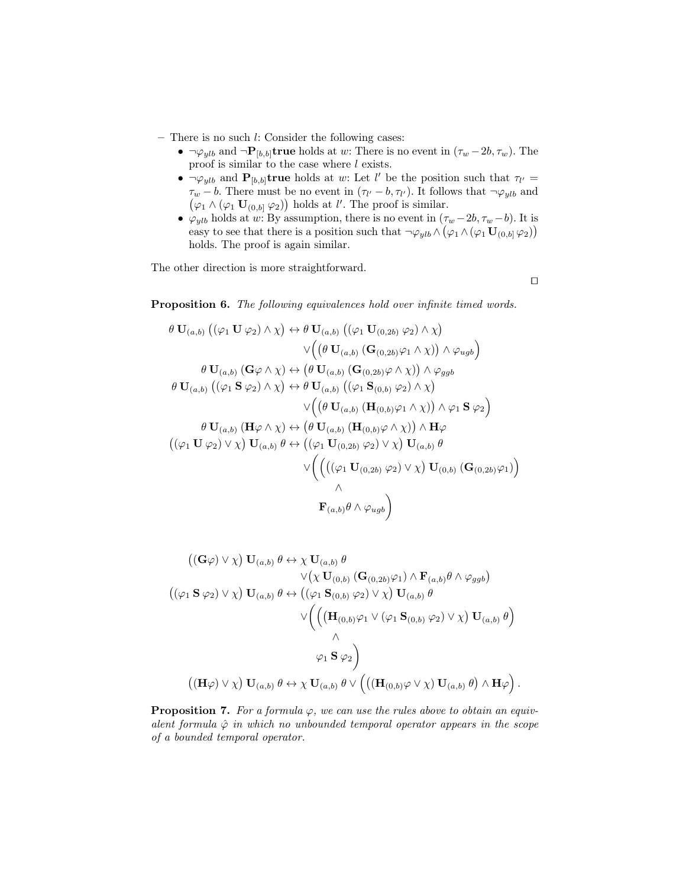– There is no such $l$: Consider the following cases:
  - $\neg\varphi_{ylb}$ and $\neg\mathbf{P}_{[b,b]}\mathbf{true}$ holds at $w$: There is no event in $(\tau_w - 2b, \tau_w)$. The proof is similar to the case where $l$ exists.
  - $\neg\varphi_{ylb}$ and $\mathbf{P}_{[b,b]}\mathbf{true}$ holds at $w$: Let $l'$ be the position such that $\tau_{l'} = \tau_w - b$. There must be no event in $(\tau_{l'} - b, \tau_{l'})$. It follows that $\neg\varphi_{ylb}$ and $\big(\varphi_1 \wedge (\varphi_1 \mathbf{U}_{(0,b]}\, \varphi_2)\big)$ holds at $l'$. The proof is similar.
  - $\varphi_{ylb}$ holds at $w$: By assumption, there is no event in $(\tau_w - 2b, \tau_w - b)$. It is easy to see that there is a position such that $\neg\varphi_{ylb} \wedge \big(\varphi_1 \wedge (\varphi_1 \mathbf{U}_{(0,b]}\, \varphi_2)\big)$ holds. The proof is again similar.

The other direction is more straightforward.

∎

**Proposition 6.** *The following equivalences hold over infinite timed words.*

$$
\begin{aligned}
\theta\, \mathbf{U}_{(a,b)}\, \big((\varphi_1 \mathbf{U}\, \varphi_2) \wedge \chi\big) &\leftrightarrow \theta\, \mathbf{U}_{(a,b)}\, \big((\varphi_1 \mathbf{U}_{(0,2b)}\, \varphi_2) \wedge \chi\big) \\
&\quad \vee \Big(\big(\theta\, \mathbf{U}_{(a,b)}\, (\mathbf{G}_{(0,2b)}\varphi_1 \wedge \chi)\big) \wedge \varphi_{ugb}\Big) \\
\theta\, \mathbf{U}_{(a,b)}\, (\mathbf{G}\varphi \wedge \chi) &\leftrightarrow \big(\theta\, \mathbf{U}_{(a,b)}\, (\mathbf{G}_{(0,2b)}\varphi \wedge \chi)\big) \wedge \varphi_{ggb} \\
\theta\, \mathbf{U}_{(a,b)}\, \big((\varphi_1 \mathbf{S}\, \varphi_2) \wedge \chi\big) &\leftrightarrow \theta\, \mathbf{U}_{(a,b)}\, \big((\varphi_1 \mathbf{S}_{(0,b)}\, \varphi_2) \wedge \chi\big) \\
&\quad \vee \Big(\big(\theta\, \mathbf{U}_{(a,b)}\, (\mathbf{H}_{(0,b)}\varphi_1 \wedge \chi)\big) \wedge \varphi_1 \mathbf{S}\, \varphi_2\Big) \\
\theta\, \mathbf{U}_{(a,b)}\, (\mathbf{H}\varphi \wedge \chi) &\leftrightarrow \big(\theta\, \mathbf{U}_{(a,b)}\, (\mathbf{H}_{(0,b)}\varphi \wedge \chi)\big) \wedge \mathbf{H}\varphi \\
\big((\varphi_1 \mathbf{U}\, \varphi_2) \vee \chi\big)\, \mathbf{U}_{(a,b)}\, \theta &\leftrightarrow \big((\varphi_1 \mathbf{U}_{(0,2b)}\, \varphi_2) \vee \chi\big)\, \mathbf{U}_{(a,b)}\, \theta \\
&\quad \vee \Bigg(\Big(\big((\varphi_1 \mathbf{U}_{(0,2b)}\, \varphi_2) \vee \chi\big)\, \mathbf{U}_{(0,b)}\, (\mathbf{G}_{(0,2b)}\varphi_1)\Big) \\
&\qquad \wedge \\
&\qquad \mathbf{F}_{(a,b)}\theta \wedge \varphi_{ugb}\Bigg)
\end{aligned}
$$

$$
\begin{aligned}
\big((\mathbf{G}\varphi) \vee \chi\big)\, \mathbf{U}_{(a,b)}\, \theta &\leftrightarrow \chi\, \mathbf{U}_{(a,b)}\, \theta \\
&\quad \vee \big(\chi\, \mathbf{U}_{(0,b)}\, (\mathbf{G}_{(0,2b)}\varphi_1) \wedge \mathbf{F}_{(a,b)}\theta \wedge \varphi_{ggb}\big) \\
\big((\varphi_1 \mathbf{S}\, \varphi_2) \vee \chi\big)\, \mathbf{U}_{(a,b)}\, \theta &\leftrightarrow \big((\varphi_1 \mathbf{S}_{(0,b)}\, \varphi_2) \vee \chi\big)\, \mathbf{U}_{(a,b)}\, \theta \\
&\quad \vee \Bigg(\Big(\big(\mathbf{H}_{(0,b)}\varphi_1 \vee (\varphi_1 \mathbf{S}_{(0,b)}\, \varphi_2) \vee \chi\big)\, \mathbf{U}_{(a,b)}\, \theta\Big) \\
&\qquad \wedge \\
&\qquad \varphi_1 \mathbf{S}\, \varphi_2\Bigg) \\
\big((\mathbf{H}\varphi) \vee \chi\big)\, \mathbf{U}_{(a,b)}\, \theta &\leftrightarrow \chi\, \mathbf{U}_{(a,b)}\, \theta \vee \Big(\big((\mathbf{H}_{(0,b)}\varphi \vee \chi)\, \mathbf{U}_{(a,b)}\, \theta\big) \wedge \mathbf{H}\varphi\Big)\,.
\end{aligned}
$$

**Proposition 7.** *For a formula $\varphi$, we can use the rules above to obtain an equivalent formula $\hat{\varphi}$ in which no unbounded temporal operator appears in the scope of a bounded temporal operator.*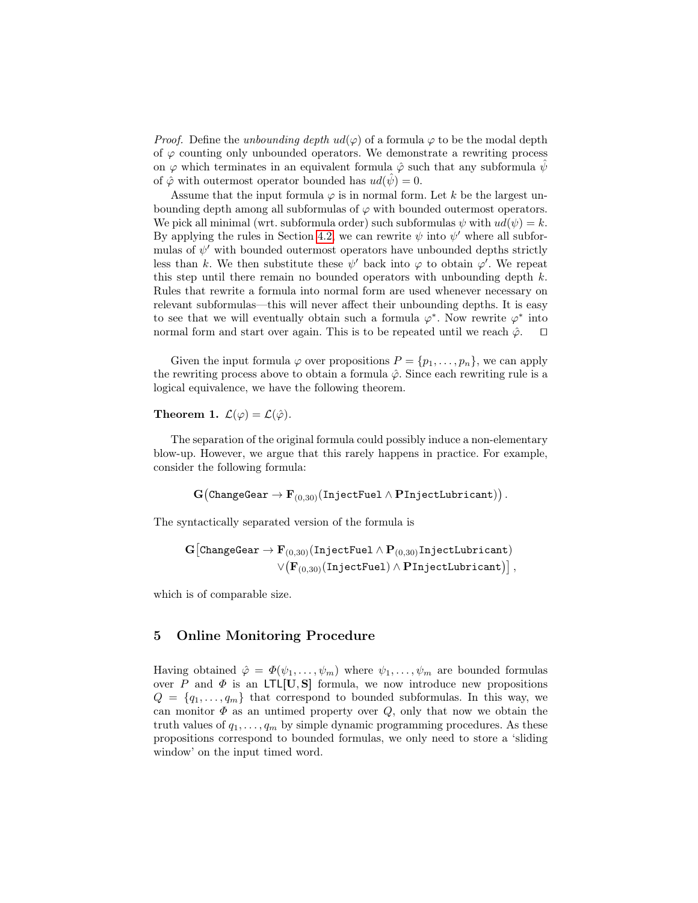*Proof.* Define the *unbounding depth* $ud(\varphi)$ of a formula $\varphi$ to be the modal depth of $\varphi$ counting only unbounded operators. We demonstrate a rewriting process on $\varphi$ which terminates in an equivalent formula $\hat{\varphi}$ such that any subformula $\hat{\psi}$ of $\hat{\varphi}$ with outermost operator bounded has $ud(\hat{\psi}) = 0$.

Assume that the input formula $\varphi$ is in normal form. Let $k$ be the largest unbounding depth among all subformulas of $\varphi$ with bounded outermost operators. We pick all minimal (wrt. subformula order) such subformulas $\psi$ with $ud(\psi) = k$. By applying the rules in Section 4.2, we can rewrite $\psi$ into $\psi'$ where all subformulas of $\psi'$ with bounded outermost operators have unbounded depths strictly less than $k$. We then substitute these $\psi'$ back into $\varphi$ to obtain $\varphi'$. We repeat this step until there remain no bounded operators with unbounding depth $k$. Rules that rewrite a formula into normal form are used whenever necessary on relevant subformulas—this will never affect their unbounding depths. It is easy to see that we will eventually obtain such a formula $\varphi^*$. Now rewrite $\varphi^*$ into normal form and start over again. This is to be repeated until we reach $\hat{\varphi}$. ◻

Given the input formula $\varphi$ over propositions $P = \{p_1, \ldots, p_n\}$, we can apply the rewriting process above to obtain a formula $\hat{\varphi}$. Since each rewriting rule is a logical equivalence, we have the following theorem.

**Theorem 1.** $\mathcal{L}(\varphi) = \mathcal{L}(\hat{\varphi})$.

The separation of the original formula could possibly induce a non-elementary blow-up. However, we argue that this rarely happens in practice. For example, consider the following formula:

$$\mathbf{G}\big(\texttt{ChangeGear} \rightarrow \mathbf{F}_{(0,30)}(\texttt{InjectFuel} \wedge \mathbf{P}\texttt{InjectLubricant})\big)\,.$$

The syntactically separated version of the formula is

$$\begin{aligned}\mathbf{G}\big[\texttt{ChangeGear} \rightarrow\ & \mathbf{F}_{(0,30)}(\texttt{InjectFuel} \wedge \mathbf{P}_{(0,30)}\texttt{InjectLubricant}) \\ & \vee\big(\mathbf{F}_{(0,30)}(\texttt{InjectFuel}) \wedge \mathbf{P}\texttt{InjectLubricant}\big)\big]\,,\end{aligned}$$

which is of comparable size.

## 5 Online Monitoring Procedure

Having obtained $\hat{\varphi} = \Phi(\psi_1, \ldots, \psi_m)$ where $\psi_1, \ldots, \psi_m$ are bounded formulas over $P$ and $\Phi$ is an $\mathsf{LTL}[\mathbf{U}, \mathbf{S}]$ formula, we now introduce new propositions $Q = \{q_1, \ldots, q_m\}$ that correspond to bounded subformulas. In this way, we can monitor $\Phi$ as an untimed property over $Q$, only that now we obtain the truth values of $q_1, \ldots, q_m$ by simple dynamic programming procedures. As these propositions correspond to bounded formulas, we only need to store a 'sliding window' on the input timed word.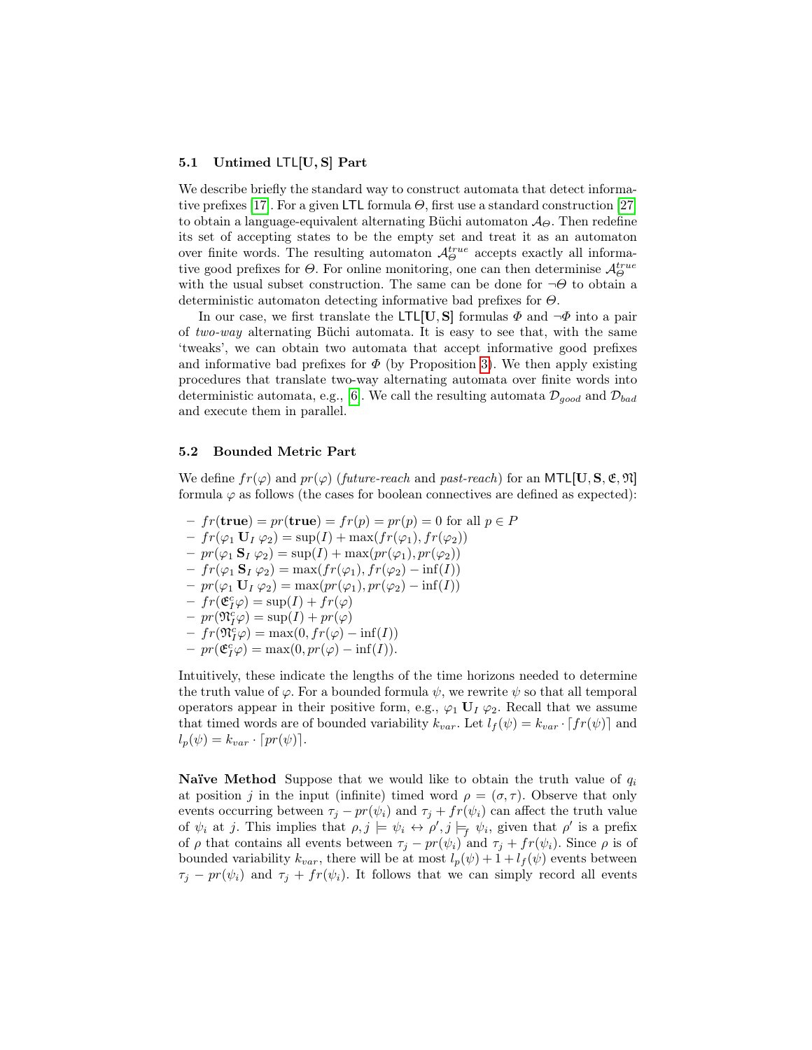### 5.1 Untimed $\mathsf{LTL}[\mathbf{U},\mathbf{S}]$ Part

We describe briefly the standard way to construct automata that detect informative prefixes [17]. For a given $\mathsf{LTL}$ formula $\Theta$, first use a standard construction [27] to obtain a language-equivalent alternating Büchi automaton $\mathcal{A}_\Theta$. Then redefine its set of accepting states to be the empty set and treat it as an automaton over finite words. The resulting automaton $\mathcal{A}_\Theta^{true}$ accepts exactly all informative good prefixes for $\Theta$. For online monitoring, one can then determinise $\mathcal{A}_\Theta^{true}$ with the usual subset construction. The same can be done for $\neg\Theta$ to obtain a deterministic automaton detecting informative bad prefixes for $\Theta$.

In our case, we first translate the $\mathsf{LTL}[\mathbf{U},\mathbf{S}]$ formulas $\Phi$ and $\neg\Phi$ into a pair of *two-way* alternating Büchi automata. It is easy to see that, with the same 'tweaks', we can obtain two automata that accept informative good prefixes and informative bad prefixes for $\Phi$ (by Proposition 3). We then apply existing procedures that translate two-way alternating automata over finite words into deterministic automata, e.g., [6]. We call the resulting automata $\mathcal{D}_{good}$ and $\mathcal{D}_{bad}$ and execute them in parallel.

### 5.2 Bounded Metric Part

We define $fr(\varphi)$ and $pr(\varphi)$ (*future-reach* and *past-reach*) for an $\mathsf{MTL}[\mathbf{U},\mathbf{S},\mathfrak{E},\mathfrak{N}]$ formula $\varphi$ as follows (the cases for boolean connectives are defined as expected):

- $fr(\mathbf{true}) = pr(\mathbf{true}) = fr(p) = pr(p) = 0$ for all $p \in P$
- $fr(\varphi_1 \mathbf{U}_I \varphi_2) = \sup(I) + \max(fr(\varphi_1), fr(\varphi_2))$
- $pr(\varphi_1 \mathbf{S}_I \varphi_2) = \sup(I) + \max(pr(\varphi_1), pr(\varphi_2))$
- $fr(\varphi_1 \mathbf{S}_I \varphi_2) = \max(fr(\varphi_1), fr(\varphi_2) - \inf(I))$
- $pr(\varphi_1 \mathbf{U}_I \varphi_2) = \max(pr(\varphi_1), pr(\varphi_2) - \inf(I))$
- $fr(\mathfrak{E}_I^c \varphi) = \sup(I) + fr(\varphi)$
- $pr(\mathfrak{N}_I^c \varphi) = \sup(I) + pr(\varphi)$
- $fr(\mathfrak{N}_I^c \varphi) = \max(0, fr(\varphi) - \inf(I))$
- $pr(\mathfrak{E}_I^c \varphi) = \max(0, pr(\varphi) - \inf(I))$.

Intuitively, these indicate the lengths of the time horizons needed to determine the truth value of $\varphi$. For a bounded formula $\psi$, we rewrite $\psi$ so that all temporal operators appear in their positive form, e.g., $\varphi_1 \mathbf{U}_I \varphi_2$. Recall that we assume that timed words are of bounded variability $k_{var}$. Let $l_f(\psi) = k_{var} \cdot \lceil fr(\psi) \rceil$ and $l_p(\psi) = k_{var} \cdot \lceil pr(\psi) \rceil$.

**Naïve Method** Suppose that we would like to obtain the truth value of $q_i$ at position $j$ in the input (infinite) timed word $\rho = (\sigma, \tau)$. Observe that only events occurring between $\tau_j - pr(\psi_i)$ and $\tau_j + fr(\psi_i)$ can affect the truth value of $\psi_i$ at $j$. This implies that $\rho, j \models \psi_i \leftrightarrow \rho', j \models_f \psi_i$, given that $\rho'$ is a prefix of $\rho$ that contains all events between $\tau_j - pr(\psi_i)$ and $\tau_j + fr(\psi_i)$. Since $\rho$ is of bounded variability $k_{var}$, there will be at most $l_p(\psi) + 1 + l_f(\psi)$ events between $\tau_j - pr(\psi_i)$ and $\tau_j + fr(\psi_i)$. It follows that we can simply record all events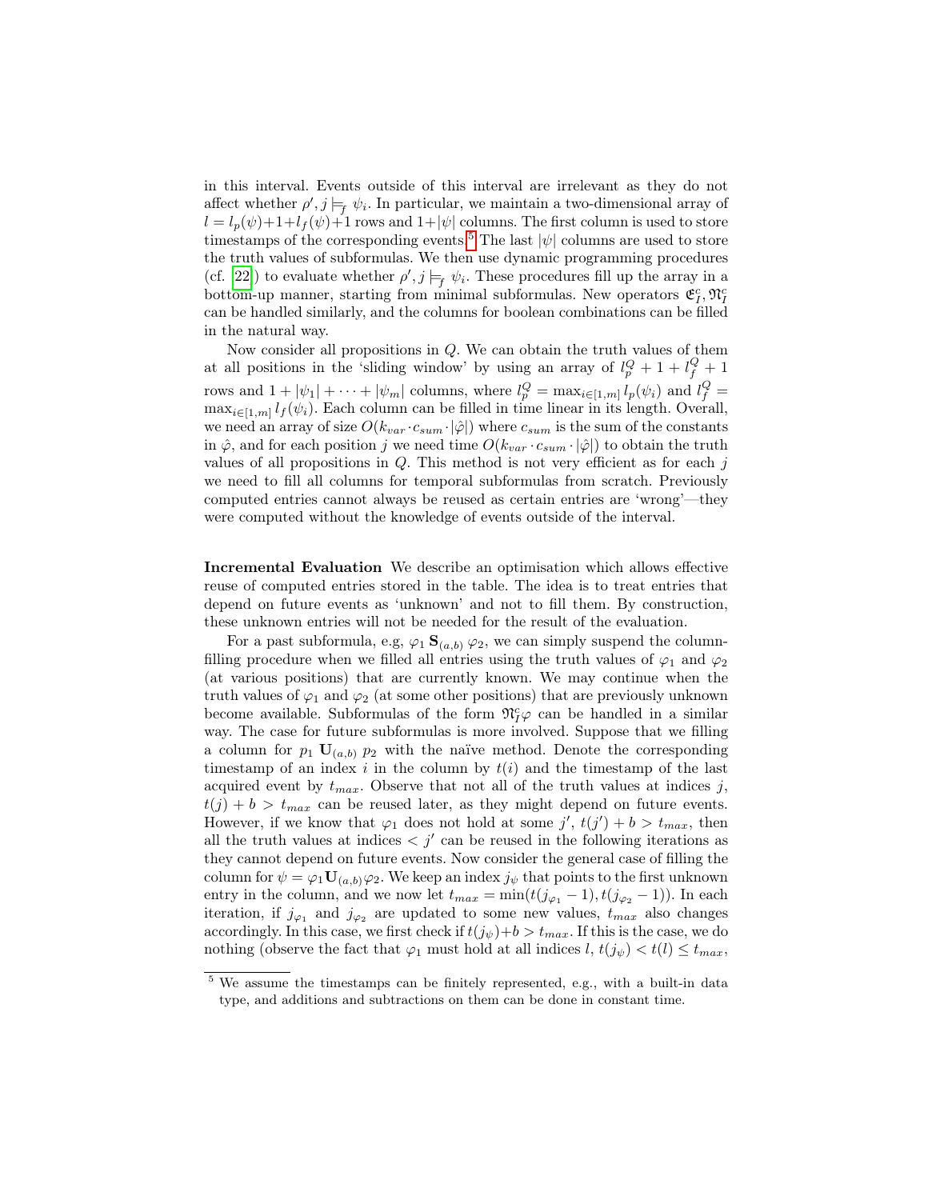in this interval. Events outside of this interval are irrelevant as they do not affect whether $\rho', j \models_f \psi_i$. In particular, we maintain a two-dimensional array of $l = l_p(\psi)+1+l_f(\psi)+1$ rows and $1+|\psi|$ columns. The first column is used to store timestamps of the corresponding events.[5] The last $|\psi|$ columns are used to store the truth values of subformulas. We then use dynamic programming procedures (cf. [22]) to evaluate whether $\rho', j \models_f \psi_i$. These procedures fill up the array in a bottom-up manner, starting from minimal subformulas. New operators $\mathfrak{E}^c_I, \mathfrak{N}^c_I$ can be handled similarly, and the columns for boolean combinations can be filled in the natural way.

Now consider all propositions in $Q$. We can obtain the truth values of them at all positions in the 'sliding window' by using an array of $l^Q_p + 1 + l^Q_f + 1$ rows and $1 + |\psi_1| + \cdots + |\psi_m|$ columns, where $l^Q_p = \max_{i \in [1,m]} l_p(\psi_i)$ and $l^Q_f = \max_{i \in [1,m]} l_f(\psi_i)$. Each column can be filled in time linear in its length. Overall, we need an array of size $O(k_{var} \cdot c_{sum} \cdot |\hat{\varphi}|)$ where $c_{sum}$ is the sum of the constants in $\hat{\varphi}$, and for each position $j$ we need time $O(k_{var} \cdot c_{sum} \cdot |\hat{\varphi}|)$ to obtain the truth values of all propositions in $Q$. This method is not very efficient as for each $j$ we need to fill all columns for temporal subformulas from scratch. Previously computed entries cannot always be reused as certain entries are 'wrong'—they were computed without the knowledge of events outside of the interval.

**Incremental Evaluation** We describe an optimisation which allows effective reuse of computed entries stored in the table. The idea is to treat entries that depend on future events as 'unknown' and not to fill them. By construction, these unknown entries will not be needed for the result of the evaluation.

For a past subformula, e.g, $\varphi_1 \mathbf{S}_{(a,b)} \varphi_2$, we can simply suspend the column-filling procedure when we filled all entries using the truth values of $\varphi_1$ and $\varphi_2$ (at various positions) that are currently known. We may continue when the truth values of $\varphi_1$ and $\varphi_2$ (at some other positions) that are previously unknown become available. Subformulas of the form $\mathfrak{N}^c_I \varphi$ can be handled in a similar way. The case for future subformulas is more involved. Suppose that we filling a column for $p_1 \mathbf{U}_{(a,b)} p_2$ with the naïve method. Denote the corresponding timestamp of an index $i$ in the column by $t(i)$ and the timestamp of the last acquired event by $t_{max}$. Observe that not all of the truth values at indices $j$, $t(j) + b > t_{max}$ can be reused later, as they might depend on future events. However, if we know that $\varphi_1$ does not hold at some $j'$, $t(j') + b > t_{max}$, then all the truth values at indices $< j'$ can be reused in the following iterations as they cannot depend on future events. Now consider the general case of filling the column for $\psi = \varphi_1 \mathbf{U}_{(a,b)} \varphi_2$. We keep an index $j_\psi$ that points to the first unknown entry in the column, and we now let $t_{max} = \min(t(j_{\varphi_1} - 1), t(j_{\varphi_2} - 1))$. In each iteration, if $j_{\varphi_1}$ and $j_{\varphi_2}$ are updated to some new values, $t_{max}$ also changes accordingly. In this case, we first check if $t(j_\psi)+b > t_{max}$. If this is the case, we do nothing (observe the fact that $\varphi_1$ must hold at all indices $l$, $t(j_\psi) < t(l) \leq t_{max}$,

[5] We assume the timestamps can be finitely represented, e.g., with a built-in data type, and additions and subtractions on them can be done in constant time.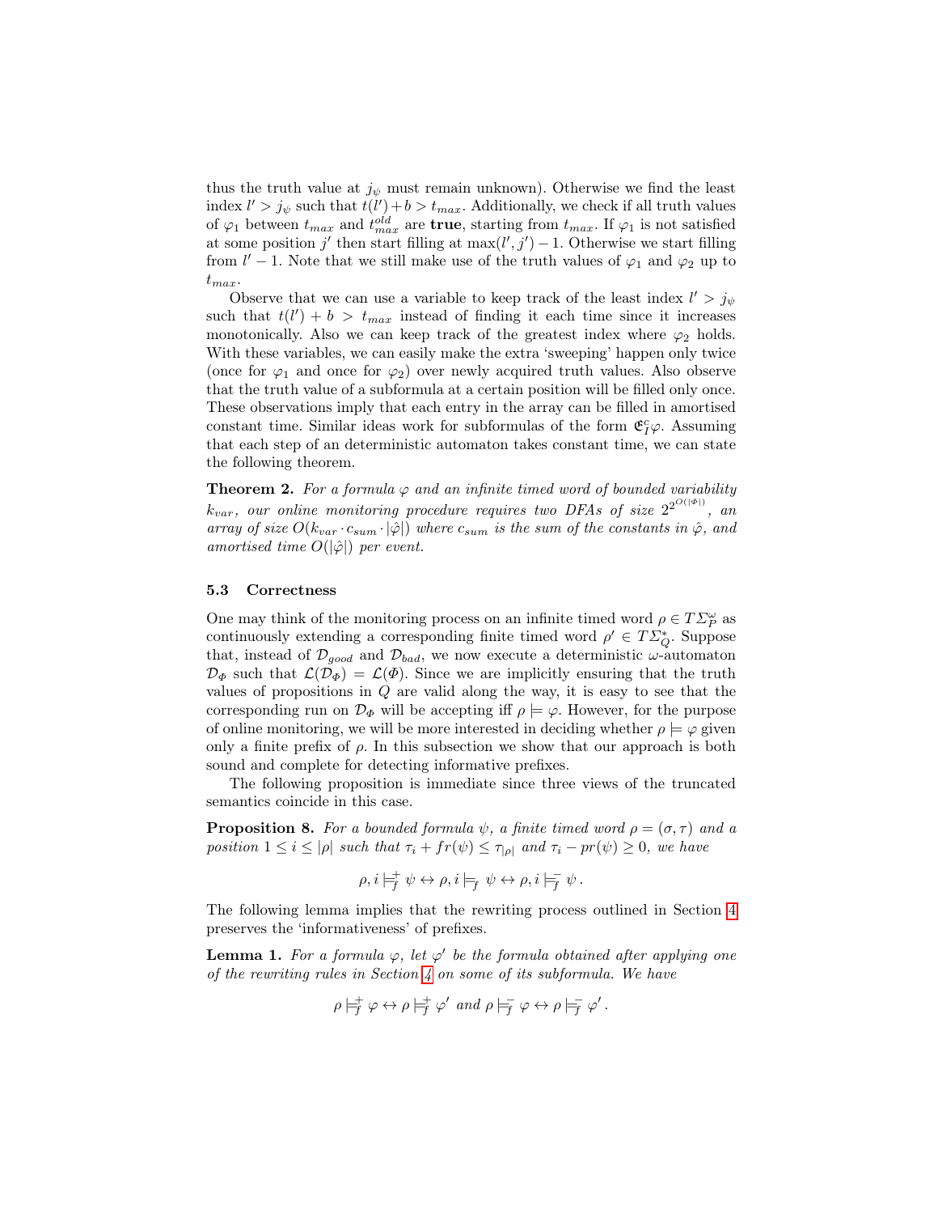thus the truth value at $j_\psi$ must remain unknown). Otherwise we find the least index $l' > j_\psi$ such that $t(l') + b > t_{max}$. Additionally, we check if all truth values of $\varphi_1$ between $t_{max}$ and $t^{old}_{max}$ are **true**, starting from $t_{max}$. If $\varphi_1$ is not satisfied at some position $j'$ then start filling at $\max(l', j') - 1$. Otherwise we start filling from $l' - 1$. Note that we still make use of the truth values of $\varphi_1$ and $\varphi_2$ up to $t_{max}$.

Observe that we can use a variable to keep track of the least index $l' > j_\psi$ such that $t(l') + b > t_{max}$ instead of finding it each time since it increases monotonically. Also we can keep track of the greatest index where $\varphi_2$ holds. With these variables, we can easily make the extra 'sweeping' happen only twice (once for $\varphi_1$ and once for $\varphi_2$) over newly acquired truth values. Also observe that the truth value of a subformula at a certain position will be filled only once. These observations imply that each entry in the array can be filled in amortised constant time. Similar ideas work for subformulas of the form $\mathfrak{C}^c_I \varphi$. Assuming that each step of an deterministic automaton takes constant time, we can state the following theorem.

**Theorem 2.** *For a formula $\varphi$ and an infinite timed word of bounded variability $k_{var}$, our online monitoring procedure requires two DFAs of size $2^{2^{O(|\Phi|)}}$, an array of size $O(k_{var} \cdot c_{sum} \cdot |\hat{\varphi}|)$ where $c_{sum}$ is the sum of the constants in $\hat{\varphi}$, and amortised time $O(|\hat{\varphi}|)$ per event.*

### 5.3 Correctness

One may think of the monitoring process on an infinite timed word $\rho \in T\Sigma^\omega_P$ as continuously extending a corresponding finite timed word $\rho' \in T\Sigma^*_Q$. Suppose that, instead of $\mathcal{D}_{good}$ and $\mathcal{D}_{bad}$, we now execute a deterministic $\omega$-automaton $\mathcal{D}_\Phi$ such that $\mathcal{L}(\mathcal{D}_\Phi) = \mathcal{L}(\Phi)$. Since we are implicitly ensuring that the truth values of propositions in $Q$ are valid along the way, it is easy to see that the corresponding run on $\mathcal{D}_\Phi$ will be accepting iff $\rho \models \varphi$. However, for the purpose of online monitoring, we will be more interested in deciding whether $\rho \models \varphi$ given only a finite prefix of $\rho$. In this subsection we show that our approach is both sound and complete for detecting informative prefixes.

The following proposition is immediate since three views of the truncated semantics coincide in this case.

**Proposition 8.** *For a bounded formula $\psi$, a finite timed word $\rho = (\sigma, \tau)$ and a position $1 \le i \le |\rho|$ such that $\tau_i + fr(\psi) \le \tau_{|\rho|}$ and $\tau_i - pr(\psi) \ge 0$, we have*

$$\rho, i \models^+_f \psi \leftrightarrow \rho, i \models_f \psi \leftrightarrow \rho, i \models^-_f \psi\,.$$

The following lemma implies that the rewriting process outlined in Section 4 preserves the 'informativeness' of prefixes.

**Lemma 1.** *For a formula $\varphi$, let $\varphi'$ be the formula obtained after applying one of the rewriting rules in Section 4 on some of its subformula. We have*

$$\rho \models^+_f \varphi \leftrightarrow \rho \models^+_f \varphi' \text{ and } \rho \models^-_f \varphi \leftrightarrow \rho \models^-_f \varphi'\,.$$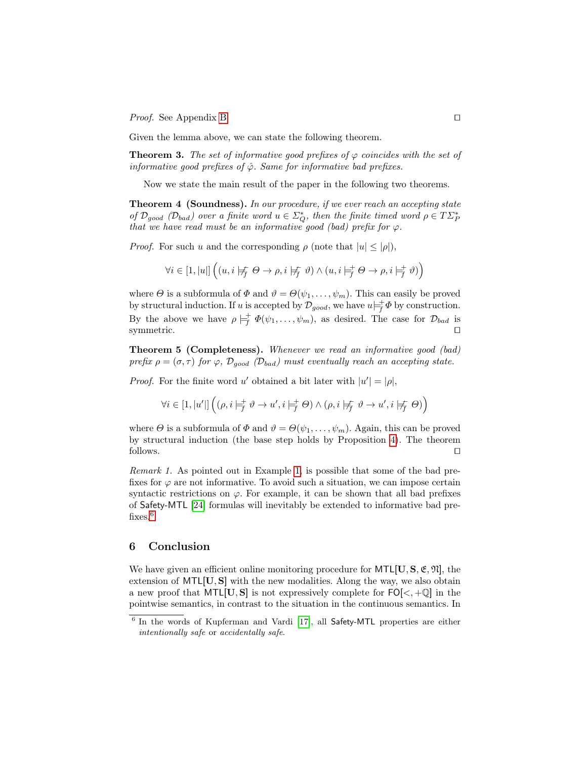*Proof.* See Appendix B. ◻

Given the lemma above, we can state the following theorem.

**Theorem 3.** *The set of informative good prefixes of $\varphi$ coincides with the set of informative good prefixes of $\hat{\varphi}$. Same for informative bad prefixes.*

Now we state the main result of the paper in the following two theorems.

**Theorem 4 (Soundness).** *In our procedure, if we ever reach an accepting state of $\mathcal{D}_{good}$ ($\mathcal{D}_{bad}$) over a finite word $u \in \Sigma_Q^*$, then the finite timed word $\rho \in T\Sigma_P^*$ that we have read must be an informative good (bad) prefix for $\varphi$.*

*Proof.* For such $u$ and the corresponding $\rho$ (note that $|u| \leq |\rho|$),

$$\forall i \in [1, |u|] \left( (u, i \not\models_f^- \Theta \rightarrow \rho, i \not\models_f^- \vartheta) \wedge (u, i \models_f^+ \Theta \rightarrow \rho, i \models_f^+ \vartheta) \right)$$

where $\Theta$ is a subformula of $\Phi$ and $\vartheta = \Theta(\psi_1, \ldots, \psi_m)$. This can easily be proved by structural induction. If $u$ is accepted by $\mathcal{D}_{good}$, we have $u \models_f^+ \Phi$ by construction. By the above we have $\rho \models_f^+ \Phi(\psi_1, \ldots, \psi_m)$, as desired. The case for $\mathcal{D}_{bad}$ is symmetric. ◻

**Theorem 5 (Completeness).** *Whenever we read an informative good (bad) prefix $\rho = (\sigma, \tau)$ for $\varphi$, $\mathcal{D}_{good}$ ($\mathcal{D}_{bad}$) must eventually reach an accepting state.*

*Proof.* For the finite word $u'$ obtained a bit later with $|u'| = |\rho|$,

$$\forall i \in [1, |u'|] \left( (\rho, i \models_f^+ \vartheta \rightarrow u', i \models_f^+ \Theta) \wedge (\rho, i \not\models_f^- \vartheta \rightarrow u', i \not\models_f^- \Theta) \right)$$

where $\Theta$ is a subformula of $\Phi$ and $\vartheta = \Theta(\psi_1, \ldots, \psi_m)$. Again, this can be proved by structural induction (the base step holds by Proposition 4). The theorem follows. ◻

*Remark 1.* As pointed out in Example 1, is possible that some of the bad prefixes for $\varphi$ are not informative. To avoid such a situation, we can impose certain syntactic restrictions on $\varphi$. For example, it can be shown that all bad prefixes of Safety-MTL [24] formulas will inevitably be extended to informative bad prefixes.[6]

## 6 Conclusion

We have given an efficient online monitoring procedure for $\mathsf{MTL}[\mathbf{U}, \mathbf{S}, \mathfrak{C}, \mathfrak{N}]$, the extension of $\mathsf{MTL}[\mathbf{U}, \mathbf{S}]$ with the new modalities. Along the way, we also obtain a new proof that $\mathsf{MTL}[\mathbf{U}, \mathbf{S}]$ is not expressively complete for $\mathsf{FO}[<, +\mathbb{Q}]$ in the pointwise semantics, in contrast to the situation in the continuous semantics. In

[6] In the words of Kupferman and Vardi [17], all Safety-MTL properties are either *intentionally safe* or *accidentally safe*.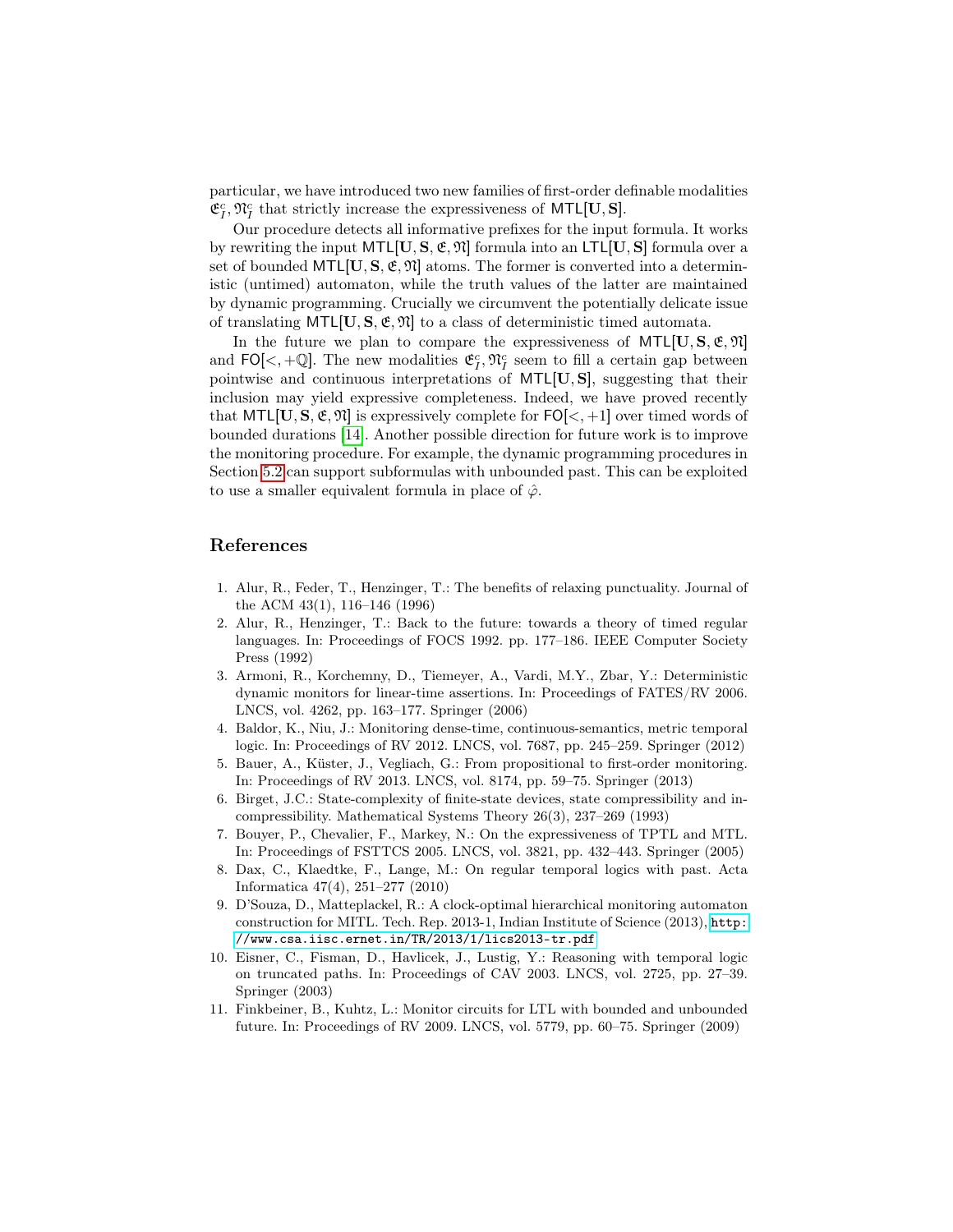particular, we have introduced two new families of first-order definable modalities $\mathfrak{C}^c_I, \mathfrak{N}^c_I$ that strictly increase the expressiveness of $\mathsf{MTL}[\mathbf{U}, \mathbf{S}]$.

Our procedure detects all informative prefixes for the input formula. It works by rewriting the input $\mathsf{MTL}[\mathbf{U}, \mathbf{S}, \mathfrak{C}, \mathfrak{N}]$ formula into an $\mathsf{LTL}[\mathbf{U}, \mathbf{S}]$ formula over a set of bounded $\mathsf{MTL}[\mathbf{U}, \mathbf{S}, \mathfrak{C}, \mathfrak{N}]$ atoms. The former is converted into a deterministic (untimed) automaton, while the truth values of the latter are maintained by dynamic programming. Crucially we circumvent the potentially delicate issue of translating $\mathsf{MTL}[\mathbf{U}, \mathbf{S}, \mathfrak{C}, \mathfrak{N}]$ to a class of deterministic timed automata.

In the future we plan to compare the expressiveness of $\mathsf{MTL}[\mathbf{U}, \mathbf{S}, \mathfrak{C}, \mathfrak{N}]$ and $\mathsf{FO}[<, +\mathbb{Q}]$. The new modalities $\mathfrak{C}^c_I, \mathfrak{N}^c_I$ seem to fill a certain gap between pointwise and continuous interpretations of $\mathsf{MTL}[\mathbf{U}, \mathbf{S}]$, suggesting that their inclusion may yield expressive completeness. Indeed, we have proved recently that $\mathsf{MTL}[\mathbf{U}, \mathbf{S}, \mathfrak{C}, \mathfrak{N}]$ is expressively complete for $\mathsf{FO}[<, +1]$ over timed words of bounded durations [14]. Another possible direction for future work is to improve the monitoring procedure. For example, the dynamic programming procedures in Section 5.2 can support subformulas with unbounded past. This can be exploited to use a smaller equivalent formula in place of $\hat{\varphi}$.

## References

1. Alur, R., Feder, T., Henzinger, T.: The benefits of relaxing punctuality. Journal of the ACM 43(1), 116–146 (1996)
2. Alur, R., Henzinger, T.: Back to the future: towards a theory of timed regular languages. In: Proceedings of FOCS 1992. pp. 177–186. IEEE Computer Society Press (1992)
3. Armoni, R., Korchemny, D., Tiemeyer, A., Vardi, M.Y., Zbar, Y.: Deterministic dynamic monitors for linear-time assertions. In: Proceedings of FATES/RV 2006. LNCS, vol. 4262, pp. 163–177. Springer (2006)
4. Baldor, K., Niu, J.: Monitoring dense-time, continuous-semantics, metric temporal logic. In: Proceedings of RV 2012. LNCS, vol. 7687, pp. 245–259. Springer (2012)
5. Bauer, A., Küster, J., Vegliach, G.: From propositional to first-order monitoring. In: Proceedings of RV 2013. LNCS, vol. 8174, pp. 59–75. Springer (2013)
6. Birget, J.C.: State-complexity of finite-state devices, state compressibility and incompressibility. Mathematical Systems Theory 26(3), 237–269 (1993)
7. Bouyer, P., Chevalier, F., Markey, N.: On the expressiveness of TPTL and MTL. In: Proceedings of FSTTCS 2005. LNCS, vol. 3821, pp. 432–443. Springer (2005)
8. Dax, C., Klaedtke, F., Lange, M.: On regular temporal logics with past. Acta Informatica 47(4), 251–277 (2010)
9. D'Souza, D., Matteplackel, R.: A clock-optimal hierarchical monitoring automaton construction for MITL. Tech. Rep. 2013-1, Indian Institute of Science (2013), http://www.csa.iisc.ernet.in/TR/2013/1/lics2013-tr.pdf
10. Eisner, C., Fisman, D., Havlicek, J., Lustig, Y.: Reasoning with temporal logic on truncated paths. In: Proceedings of CAV 2003. LNCS, vol. 2725, pp. 27–39. Springer (2003)
11. Finkbeiner, B., Kuhtz, L.: Monitor circuits for LTL with bounded and unbounded future. In: Proceedings of RV 2009. LNCS, vol. 5779, pp. 60–75. Springer (2009)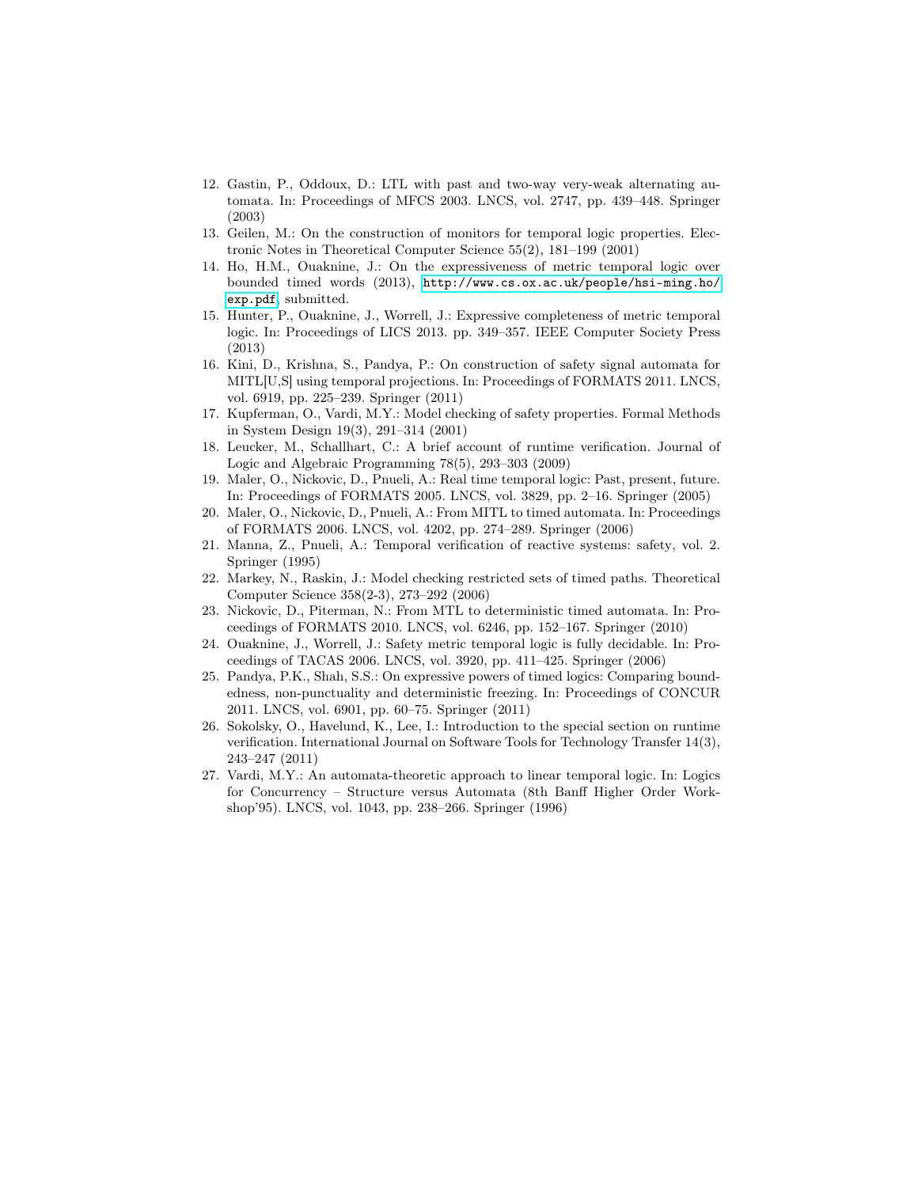12. Gastin, P., Oddoux, D.: LTL with past and two-way very-weak alternating automata. In: Proceedings of MFCS 2003. LNCS, vol. 2747, pp. 439–448. Springer (2003)
13. Geilen, M.: On the construction of monitors for temporal logic properties. Electronic Notes in Theoretical Computer Science 55(2), 181–199 (2001)
14. Ho, H.M., Ouaknine, J.: On the expressiveness of metric temporal logic over bounded timed words (2013), http://www.cs.ox.ac.uk/people/hsi-ming.ho/exp.pdf, submitted.
15. Hunter, P., Ouaknine, J., Worrell, J.: Expressive completeness of metric temporal logic. In: Proceedings of LICS 2013. pp. 349–357. IEEE Computer Society Press (2013)
16. Kini, D., Krishna, S., Pandya, P.: On construction of safety signal automata for MITL[U,S] using temporal projections. In: Proceedings of FORMATS 2011. LNCS, vol. 6919, pp. 225–239. Springer (2011)
17. Kupferman, O., Vardi, M.Y.: Model checking of safety properties. Formal Methods in System Design 19(3), 291–314 (2001)
18. Leucker, M., Schallhart, C.: A brief account of runtime verification. Journal of Logic and Algebraic Programming 78(5), 293–303 (2009)
19. Maler, O., Nickovic, D., Pnueli, A.: Real time temporal logic: Past, present, future. In: Proceedings of FORMATS 2005. LNCS, vol. 3829, pp. 2–16. Springer (2005)
20. Maler, O., Nickovic, D., Pnueli, A.: From MITL to timed automata. In: Proceedings of FORMATS 2006. LNCS, vol. 4202, pp. 274–289. Springer (2006)
21. Manna, Z., Pnueli, A.: Temporal verification of reactive systems: safety, vol. 2. Springer (1995)
22. Markey, N., Raskin, J.: Model checking restricted sets of timed paths. Theoretical Computer Science 358(2-3), 273–292 (2006)
23. Nickovic, D., Piterman, N.: From MTL to deterministic timed automata. In: Proceedings of FORMATS 2010. LNCS, vol. 6246, pp. 152–167. Springer (2010)
24. Ouaknine, J., Worrell, J.: Safety metric temporal logic is fully decidable. In: Proceedings of TACAS 2006. LNCS, vol. 3920, pp. 411–425. Springer (2006)
25. Pandya, P.K., Shah, S.S.: On expressive powers of timed logics: Comparing boundedness, non-punctuality and deterministic freezing. In: Proceedings of CONCUR 2011. LNCS, vol. 6901, pp. 60–75. Springer (2011)
26. Sokolsky, O., Havelund, K., Lee, I.: Introduction to the special section on runtime verification. International Journal on Software Tools for Technology Transfer 14(3), 243–247 (2011)
27. Vardi, M.Y.: An automata-theoretic approach to linear temporal logic. In: Logics for Concurrency – Structure versus Automata (8th Banff Higher Order Workshop'95). LNCS, vol. 1043, pp. 238–266. Springer (1996)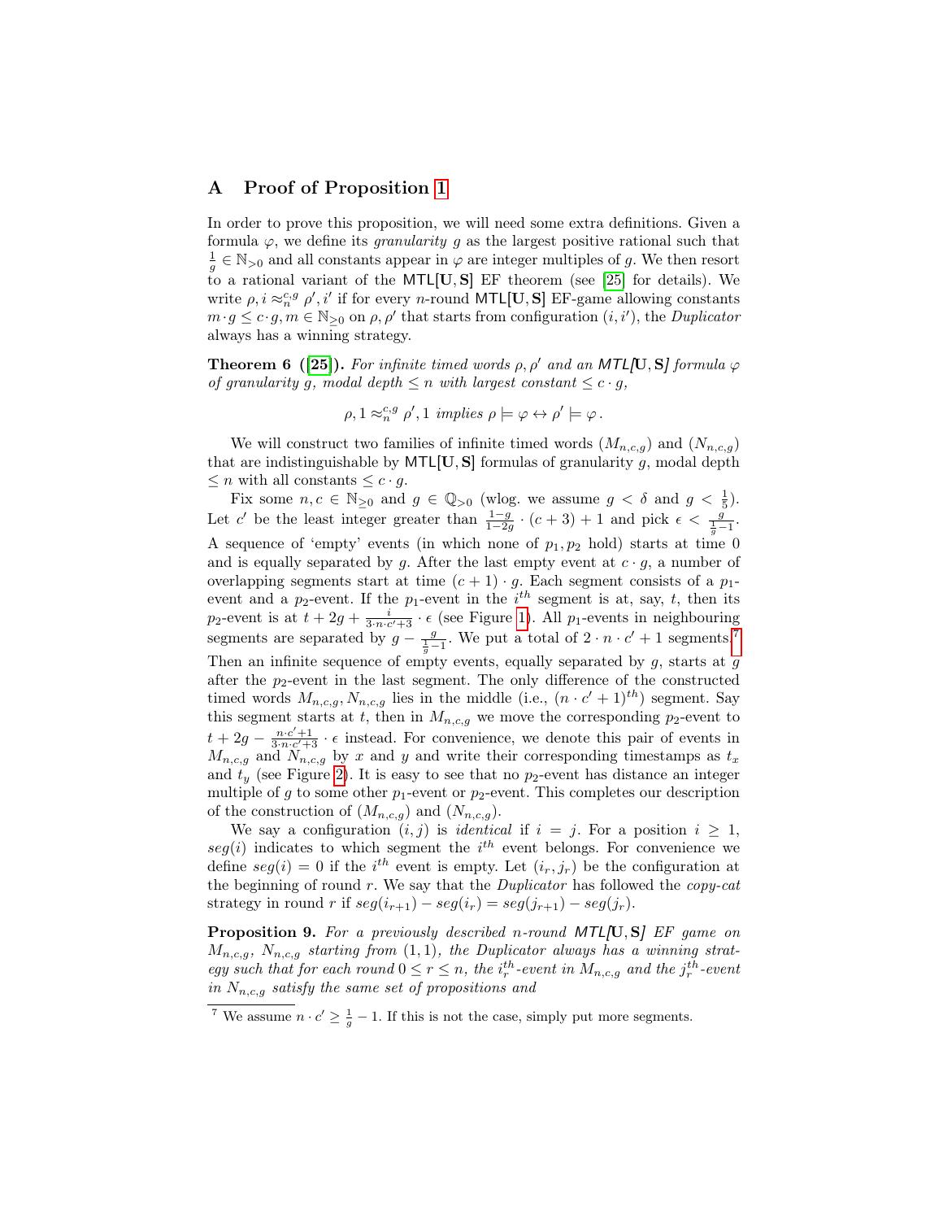## A Proof of Proposition 1

In order to prove this proposition, we will need some extra definitions. Given a formula $\varphi$, we define its *granularity* $g$ as the largest positive rational such that $\frac{1}{g} \in \mathbb{N}_{>0}$ and all constants appear in $\varphi$ are integer multiples of $g$. We then resort to a rational variant of the $\mathsf{MTL}[\mathbf{U}, \mathbf{S}]$ EF theorem (see [25] for details). We write $\rho, i \approx_n^{c,g} \rho', i'$ if for every $n$-round $\mathsf{MTL}[\mathbf{U}, \mathbf{S}]$ EF-game allowing constants $m \cdot g \leq c \cdot g, m \in \mathbb{N}_{\geq 0}$ on $\rho, \rho'$ that starts from configuration $(i, i')$, the *Duplicator* always has a winning strategy.

**Theorem 6 ([25]).** *For infinite timed words $\rho, \rho'$ and an $\mathsf{MTL}[\mathbf{U}, \mathbf{S}]$ formula $\varphi$ of granularity $g$, modal depth $\leq n$ with largest constant $\leq c \cdot g$,*

$$\rho, 1 \approx_n^{c,g} \rho', 1 \text{ implies } \rho \models \varphi \leftrightarrow \rho' \models \varphi .$$

We will construct two families of infinite timed words $(M_{n,c,g})$ and $(N_{n,c,g})$ that are indistinguishable by $\mathsf{MTL}[\mathbf{U}, \mathbf{S}]$ formulas of granularity $g$, modal depth $\leq n$ with all constants $\leq c \cdot g$.

Fix some $n, c \in \mathbb{N}_{\geq 0}$ and $g \in \mathbb{Q}_{>0}$ (wlog. we assume $g < \delta$ and $g < \frac{1}{5}$). Let $c'$ be the least integer greater than $\frac{1-g}{1-2g} \cdot (c+3) + 1$ and pick $\epsilon < \frac{g}{\frac{1}{g}-1}$. A sequence of 'empty' events (in which none of $p_1, p_2$ hold) starts at time 0 and is equally separated by $g$. After the last empty event at $c \cdot g$, a number of overlapping segments start at time $(c+1) \cdot g$. Each segment consists of a $p_1$-event and a $p_2$-event. If the $p_1$-event in the $i^{th}$ segment is at, say, $t$, then its $p_2$-event is at $t + 2g + \frac{i}{3 \cdot n \cdot c' + 3} \cdot \epsilon$ (see Figure 1). All $p_1$-events in neighbouring segments are separated by $g - \frac{g}{\frac{1}{g}-1}$. We put a total of $2 \cdot n \cdot c' + 1$ segments.[7] Then an infinite sequence of empty events, equally separated by $g$, starts at $g$ after the $p_2$-event in the last segment. The only difference of the constructed timed words $M_{n,c,g}, N_{n,c,g}$ lies in the middle (i.e., $(n \cdot c' + 1)^{th}$) segment. Say this segment starts at $t$, then in $M_{n,c,g}$ we move the corresponding $p_2$-event to $t + 2g - \frac{n \cdot c' + 1}{3 \cdot n \cdot c' + 3} \cdot \epsilon$ instead. For convenience, we denote this pair of events in $M_{n,c,g}$ and $N_{n,c,g}$ by $x$ and $y$ and write their corresponding timestamps as $t_x$ and $t_y$ (see Figure 2). It is easy to see that no $p_2$-event has distance an integer multiple of $g$ to some other $p_1$-event or $p_2$-event. This completes our description of the construction of $(M_{n,c,g})$ and $(N_{n,c,g})$.

We say a configuration $(i, j)$ is *identical* if $i = j$. For a position $i \geq 1$, $seg(i)$ indicates to which segment the $i^{th}$ event belongs. For convenience we define $seg(i) = 0$ if the $i^{th}$ event is empty. Let $(i_r, j_r)$ be the configuration at the beginning of round $r$. We say that the *Duplicator* has followed the *copy-cat* strategy in round $r$ if $seg(i_{r+1}) - seg(i_r) = seg(j_{r+1}) - seg(j_r)$.

**Proposition 9.** *For a previously described $n$-round $\mathsf{MTL}[\mathbf{U}, \mathbf{S}]$ EF game on $M_{n,c,g}$, $N_{n,c,g}$ starting from $(1,1)$, the Duplicator always has a winning strategy such that for each round $0 \leq r \leq n$, the $i_r^{th}$-event in $M_{n,c,g}$ and the $j_r^{th}$-event in $N_{n,c,g}$ satisfy the same set of propositions and*

[7] We assume $n \cdot c' \geq \frac{1}{g} - 1$. If this is not the case, simply put more segments.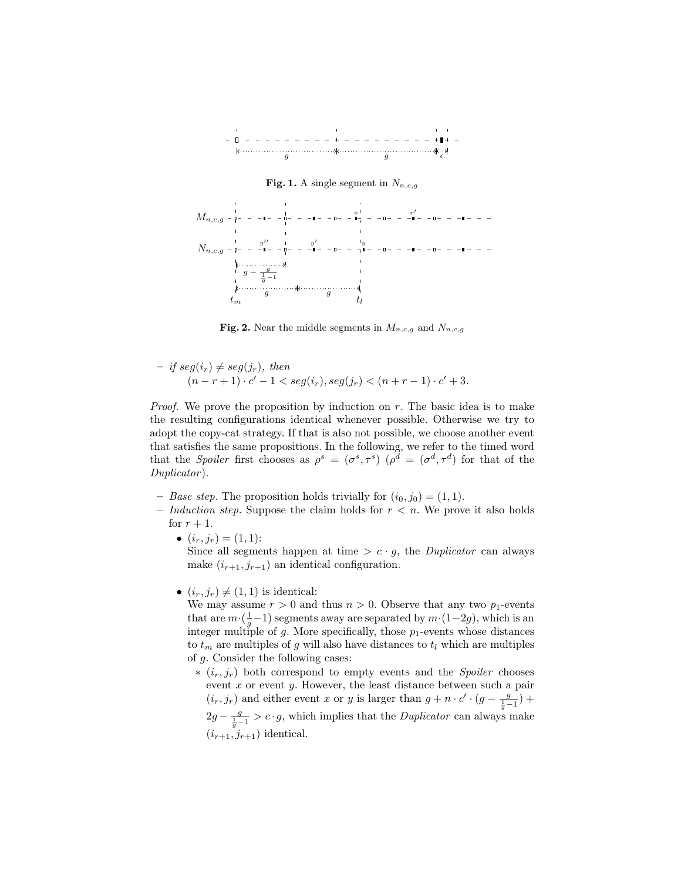**Fig. 1.** A single segment in $N_{n,c,g}$

**Fig. 2.** Near the middle segments in $M_{n,c,g}$ and $N_{n,c,g}$

– *if* $seg(i_r) \neq seg(j_r)$, *then*

$$(n - r + 1) \cdot c' - 1 < seg(i_r), seg(j_r) < (n + r - 1) \cdot c' + 3.$$

*Proof.* We prove the proposition by induction on $r$. The basic idea is to make the resulting configurations identical whenever possible. Otherwise we try to adopt the copy-cat strategy. If that is also not possible, we choose another event that satisfies the same propositions. In the following, we refer to the timed word that the *Spoiler* first chooses as $\rho^s = (\sigma^s, \tau^s)$ ($\rho^d = (\sigma^d, \tau^d)$ for that of the *Duplicator*).

– *Base step.* The proposition holds trivially for $(i_0, j_0) = (1, 1)$.

– *Induction step.* Suppose the claim holds for $r < n$. We prove it also holds for $r + 1$.

  - $(i_r, j_r) = (1, 1)$:
    Since all segments happen at time $> c \cdot g$, the *Duplicator* can always make $(i_{r+1}, j_{r+1})$ an identical configuration.

  - $(i_r, j_r) \neq (1, 1)$ is identical:
    We may assume $r > 0$ and thus $n > 0$. Observe that any two $p_1$-events that are $m \cdot (\frac{1}{g} - 1)$ segments away are separated by $m \cdot (1 - 2g)$, which is an integer multiple of $g$. More specifically, those $p_1$-events whose distances to $t_m$ are multiples of $g$ will also have distances to $t_l$ which are multiples of $g$. Consider the following cases:

    * $(i_r, j_r)$ both correspond to empty events and the *Spoiler* chooses event $x$ or event $y$. However, the least distance between such a pair $(i_r, j_r)$ and either event $x$ or $y$ is larger than $g + n \cdot c' \cdot (g - \frac{g}{\frac{1}{g} - 1}) + 2g - \frac{g}{\frac{1}{g} - 1} > c \cdot g$, which implies that the *Duplicator* can always make $(i_{r+1}, j_{r+1})$ identical.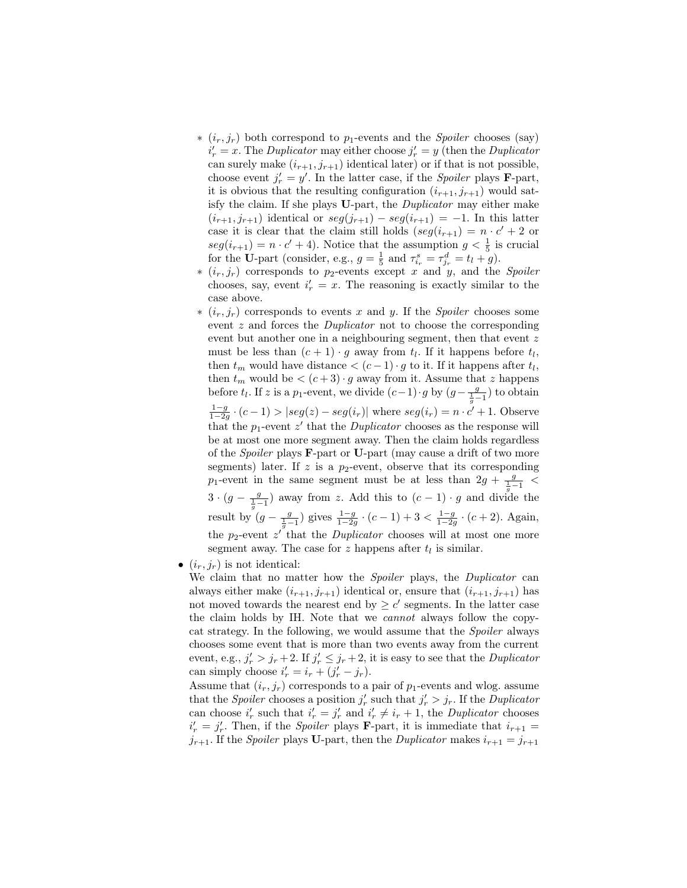- $*$ $(i_r, j_r)$ both correspond to $p_1$-events and the *Spoiler* chooses (say) $i'_r = x$. The *Duplicator* may either choose $j'_r = y$ (then the *Duplicator* can surely make $(i_{r+1}, j_{r+1})$ identical later) or if that is not possible, choose event $j'_r = y'$. In the latter case, if the *Spoiler* plays **F**-part, it is obvious that the resulting configuration $(i_{r+1}, j_{r+1})$ would satisfy the claim. If she plays **U**-part, the *Duplicator* may either make $(i_{r+1}, j_{r+1})$ identical or $seg(j_{r+1}) - seg(i_{r+1}) = -1$. In this latter case it is clear that the claim still holds ($seg(i_{r+1}) = n \cdot c' + 2$ or $seg(i_{r+1}) = n \cdot c' + 4$). Notice that the assumption $g < \frac{1}{5}$ is crucial for the **U**-part (consider, e.g., $g = \frac{1}{5}$ and $\tau^s_{i_r} = \tau^d_{j_r} = t_l + g$).
- $*$ $(i_r, j_r)$ corresponds to $p_2$-events except $x$ and $y$, and the *Spoiler* chooses, say, event $i'_r = x$. The reasoning is exactly similar to the case above.
- $*$ $(i_r, j_r)$ corresponds to events $x$ and $y$. If the *Spoiler* chooses some event $z$ and forces the *Duplicator* not to choose the corresponding event but another one in a neighbouring segment, then that event $z$ must be less than $(c+1) \cdot g$ away from $t_l$. If it happens before $t_l$, then $t_m$ would have distance $< (c-1) \cdot g$ to it. If it happens after $t_l$, then $t_m$ would be $< (c+3) \cdot g$ away from it. Assume that $z$ happens before $t_l$. If $z$ is a $p_1$-event, we divide $(c-1) \cdot g$ by $(g - \frac{g}{\frac{1}{g}-1})$ to obtain $\frac{1-g}{1-2g} \cdot (c-1) > |seg(z) - seg(i_r)|$ where $seg(i_r) = n \cdot c' + 1$. Observe that the $p_1$-event $z'$ that the *Duplicator* chooses as the response will be at most one more segment away. Then the claim holds regardless of the *Spoiler* plays **F**-part or **U**-part (may cause a drift of two more segments) later. If $z$ is a $p_2$-event, observe that its corresponding $p_1$-event in the same segment must be at less than $2g + \frac{g}{\frac{1}{g}-1} < 3 \cdot (g - \frac{g}{\frac{1}{g}-1})$ away from $z$. Add this to $(c-1) \cdot g$ and divide the result by $(g - \frac{g}{\frac{1}{g}-1})$ gives $\frac{1-g}{1-2g} \cdot (c-1) + 3 < \frac{1-g}{1-2g} \cdot (c+2)$. Again, the $p_2$-event $z'$ that the *Duplicator* chooses will at most one more segment away. The case for $z$ happens after $t_l$ is similar.

- $(i_r, j_r)$ is not identical:
  We claim that no matter how the *Spoiler* plays, the *Duplicator* can always either make $(i_{r+1}, j_{r+1})$ identical or, ensure that $(i_{r+1}, j_{r+1})$ has not moved towards the nearest end by $\geq c'$ segments. In the latter case the claim holds by IH. Note that we *cannot* always follow the copy-cat strategy. In the following, we would assume that the *Spoiler* always chooses some event that is more than two events away from the current event, e.g., $j'_r > j_r + 2$. If $j'_r \leq j_r + 2$, it is easy to see that the *Duplicator* can simply choose $i'_r = i_r + (j'_r - j_r)$.
  Assume that $(i_r, j_r)$ corresponds to a pair of $p_1$-events and wlog. assume that the *Spoiler* chooses a position $j'_r$ such that $j'_r > j_r$. If the *Duplicator* can choose $i'_r$ such that $i'_r = j'_r$ and $i'_r \neq i_r + 1$, the *Duplicator* chooses $i'_r = j'_r$. Then, if the *Spoiler* plays **F**-part, it is immediate that $i_{r+1} = j_{r+1}$. If the *Spoiler* plays **U**-part, then the *Duplicator* makes $i_{r+1} = j_{r+1}$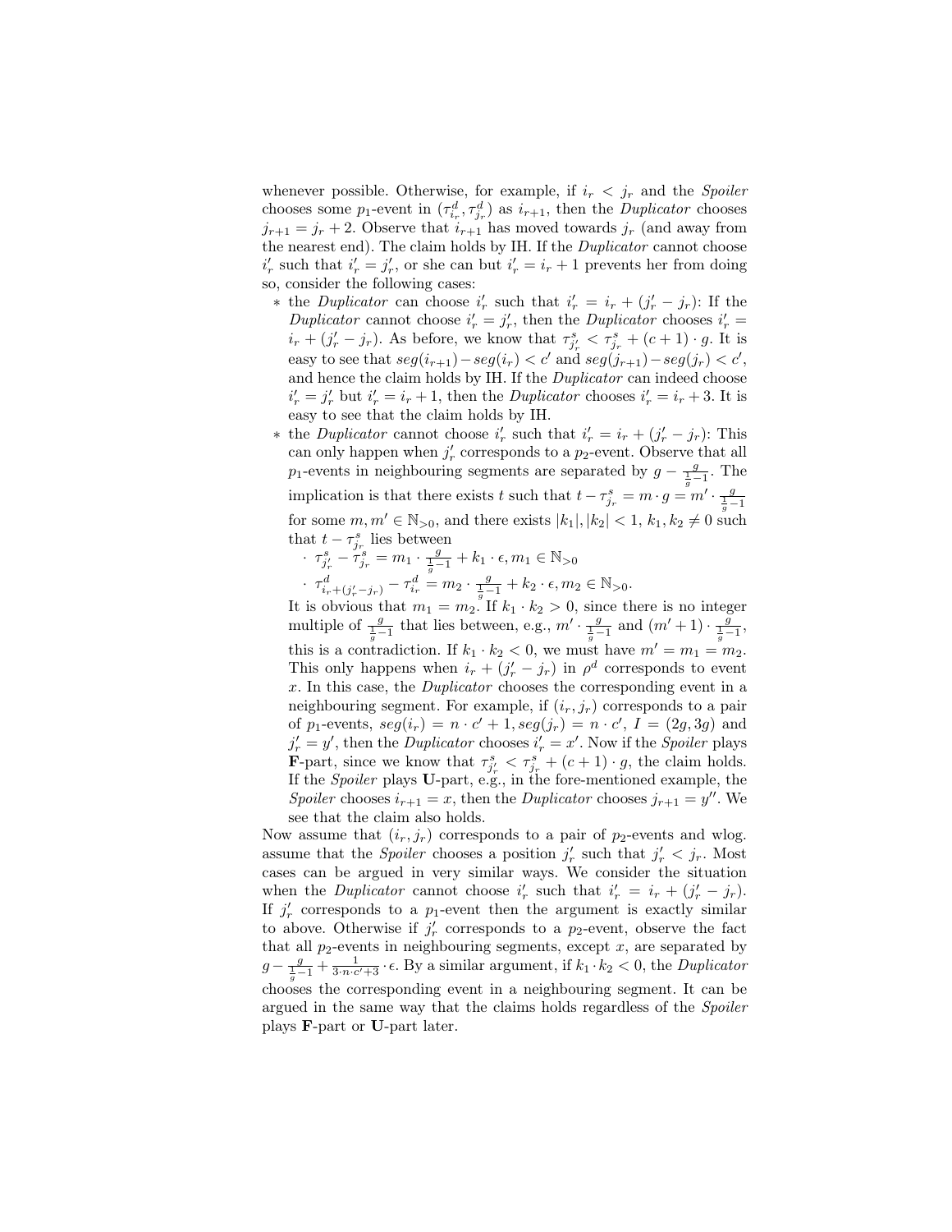whenever possible. Otherwise, for example, if $i_r < j_r$ and the *Spoiler* chooses some $p_1$-event in $(\tau^d_{i_r}, \tau^d_{j_r})$ as $i_{r+1}$, then the *Duplicator* chooses $j_{r+1} = j_r + 2$. Observe that $i_{r+1}$ has moved towards $j_r$ (and away from the nearest end). The claim holds by IH. If the *Duplicator* cannot choose $i'_r$ such that $i'_r = j'_r$, or she can but $i'_r = i_r + 1$ prevents her from doing so, consider the following cases:

  * the *Duplicator* can choose $i'_r$ such that $i'_r = i_r + (j'_r - j_r)$: If the *Duplicator* cannot choose $i'_r = j'_r$, then the *Duplicator* chooses $i'_r = i_r + (j'_r - j_r)$. As before, we know that $\tau^s_{j'_r} < \tau^s_{j_r} + (c+1) \cdot g$. It is easy to see that $seg(i_{r+1}) - seg(i_r) < c'$ and $seg(j_{r+1}) - seg(j_r) < c'$, and hence the claim holds by IH. If the *Duplicator* can indeed choose $i'_r = j'_r$ but $i'_r = i_r + 1$, then the *Duplicator* chooses $i'_r = i_r + 3$. It is easy to see that the claim holds by IH.
  * the *Duplicator* cannot choose $i'_r$ such that $i'_r = i_r + (j'_r - j_r)$: This can only happen when $j'_r$ corresponds to a $p_2$-event. Observe that all $p_1$-events in neighbouring segments are separated by $g - \frac{g}{\frac{1}{g}-1}$. The implication is that there exists $t$ such that $t - \tau^s_{j_r} = m \cdot g = m' \cdot \frac{g}{\frac{1}{g}-1}$ for some $m, m' \in \mathbb{N}_{>0}$, and there exists $|k_1|, |k_2| < 1$, $k_1, k_2 \neq 0$ such that $t - \tau^s_{j_r}$ lies between
    - $\tau^s_{j'_r} - \tau^s_{j_r} = m_1 \cdot \frac{g}{\frac{1}{g}-1} + k_1 \cdot \epsilon, m_1 \in \mathbb{N}_{>0}$
    - $\tau^d_{i_r + (j'_r - j_r)} - \tau^d_{i_r} = m_2 \cdot \frac{g}{\frac{1}{g}-1} + k_2 \cdot \epsilon, m_2 \in \mathbb{N}_{>0}$.

    It is obvious that $m_1 = m_2$. If $k_1 \cdot k_2 > 0$, since there is no integer multiple of $\frac{g}{\frac{1}{g}-1}$ that lies between, e.g., $m' \cdot \frac{g}{\frac{1}{g}-1}$ and $(m'+1) \cdot \frac{g}{\frac{1}{g}-1}$, this is a contradiction. If $k_1 \cdot k_2 < 0$, we must have $m' = m_1 = m_2$. This only happens when $i_r + (j'_r - j_r)$ in $\rho^d$ corresponds to event $x$. In this case, the *Duplicator* chooses the corresponding event in a neighbouring segment. For example, if $(i_r, j_r)$ corresponds to a pair of $p_1$-events, $seg(i_r) = n \cdot c' + 1, seg(j_r) = n \cdot c'$, $I = (2g, 3g)$ and $j'_r = y'$, then the *Duplicator* chooses $i'_r = x'$. Now if the *Spoiler* plays **F**-part, since we know that $\tau^s_{j'_r} < \tau^s_{j_r} + (c+1) \cdot g$, the claim holds. If the *Spoiler* plays **U**-part, e.g., in the fore-mentioned example, the *Spoiler* chooses $i_{r+1} = x$, then the *Duplicator* chooses $j_{r+1} = y''$. We see that the claim also holds.

Now assume that $(i_r, j_r)$ corresponds to a pair of $p_2$-events and wlog. assume that the *Spoiler* chooses a position $j'_r$ such that $j'_r < j_r$. Most cases can be argued in very similar ways. We consider the situation when the *Duplicator* cannot choose $i'_r$ such that $i'_r = i_r + (j'_r - j_r)$. If $j'_r$ corresponds to a $p_1$-event then the argument is exactly similar to above. Otherwise if $j'_r$ corresponds to a $p_2$-event, observe the fact that all $p_2$-events in neighbouring segments, except $x$, are separated by $g - \frac{g}{\frac{1}{g}-1} + \frac{1}{3 \cdot n \cdot c' + 3} \cdot \epsilon$. By a similar argument, if $k_1 \cdot k_2 < 0$, the *Duplicator* chooses the corresponding event in a neighbouring segment. It can be argued in the same way that the claims holds regardless of the *Spoiler* plays **F**-part or **U**-part later.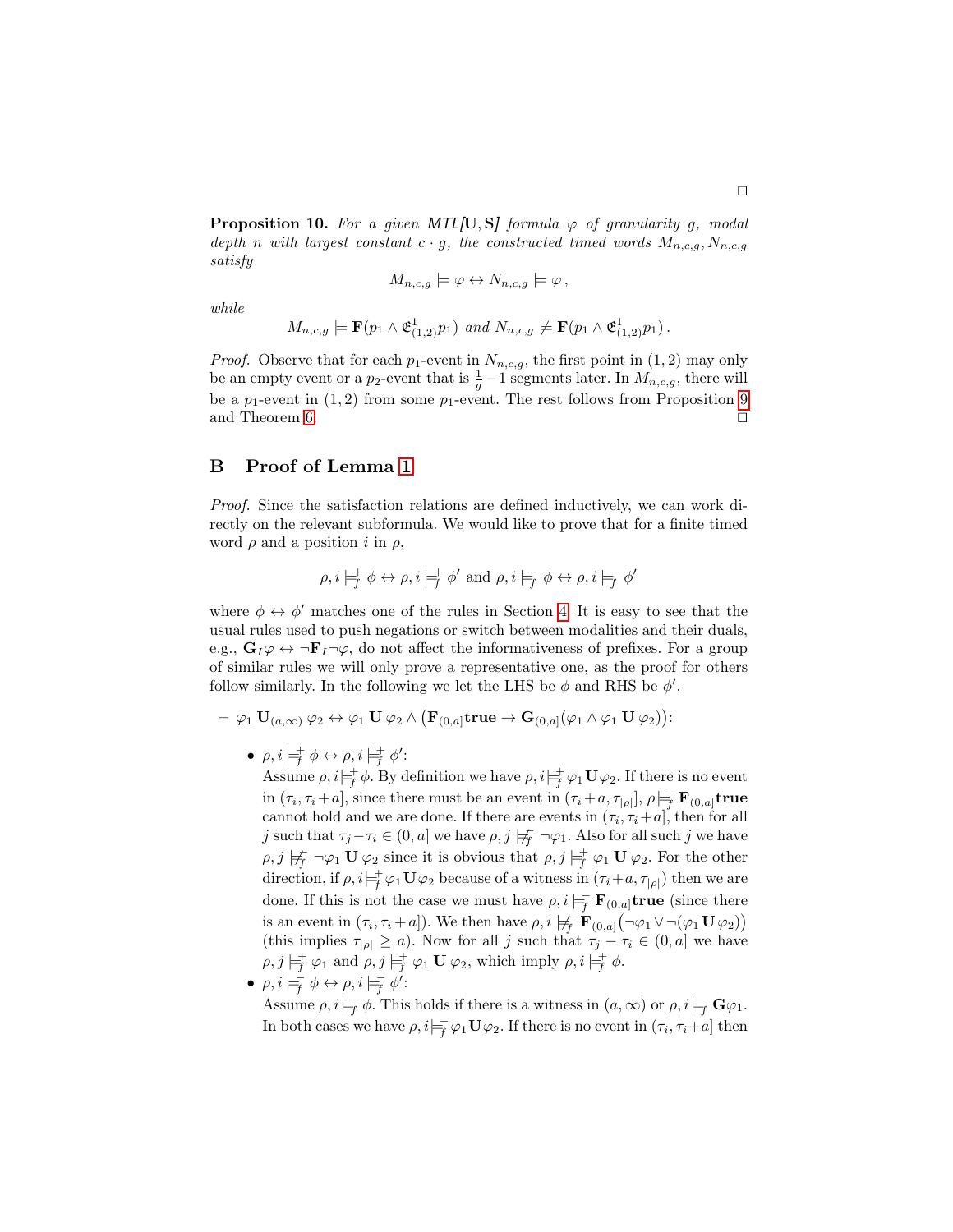□

**Proposition 10.** *For a given MTL[$\mathbf{U}, \mathbf{S}$] formula $\varphi$ of granularity $g$, modal depth $n$ with largest constant $c \cdot g$, the constructed timed words $M_{n,c,g}, N_{n,c,g}$ satisfy*

$$M_{n,c,g} \models \varphi \leftrightarrow N_{n,c,g} \models \varphi \,,$$

*while*

$$M_{n,c,g} \models \mathbf{F}(p_1 \wedge \mathfrak{E}^1_{(1,2)} p_1) \text{ and } N_{n,c,g} \not\models \mathbf{F}(p_1 \wedge \mathfrak{E}^1_{(1,2)} p_1) \,.$$

*Proof.* Observe that for each $p_1$-event in $N_{n,c,g}$, the first point in $(1, 2)$ may only be an empty event or a $p_2$-event that is $\frac{1}{g} - 1$ segments later. In $M_{n,c,g}$, there will be a $p_1$-event in $(1, 2)$ from some $p_1$-event. The rest follows from Proposition 9 and Theorem 6. □

## B Proof of Lemma 1

*Proof.* Since the satisfaction relations are defined inductively, we can work directly on the relevant subformula. We would like to prove that for a finite timed word $\rho$ and a position $i$ in $\rho$,

$$\rho, i \models^+_f \phi \leftrightarrow \rho, i \models^+_f \phi' \text{ and } \rho, i \models^-_f \phi \leftrightarrow \rho, i \models^-_f \phi'$$

where $\phi \leftrightarrow \phi'$ matches one of the rules in Section 4. It is easy to see that the usual rules used to push negations or switch between modalities and their duals, e.g., $\mathbf{G}_I \varphi \leftrightarrow \neg \mathbf{F}_I \neg \varphi$, do not affect the informativeness of prefixes. For a group of similar rules we will only prove a representative one, as the proof for others follow similarly. In the following we let the LHS be $\phi$ and RHS be $\phi'$.

- $\varphi_1 \mathbf{U}_{(a,\infty)} \varphi_2 \leftrightarrow \varphi_1 \mathbf{U} \varphi_2 \wedge \big(\mathbf{F}_{(0,a]}\mathbf{true} \rightarrow \mathbf{G}_{(0,a]}(\varphi_1 \wedge \varphi_1 \mathbf{U} \varphi_2)\big)$:
  - $\rho, i \models^+_f \phi \leftrightarrow \rho, i \models^+_f \phi'$:
    Assume $\rho, i \models^+_f \phi$. By definition we have $\rho, i \models^+_f \varphi_1 \mathbf{U} \varphi_2$. If there is no event in $(\tau_i, \tau_i + a]$, since there must be an event in $(\tau_i + a, \tau_{|\rho|}]$, $\rho \models^-_f \mathbf{F}_{(0,a]}\mathbf{true}$ cannot hold and we are done. If there are events in $(\tau_i, \tau_i + a]$, then for all $j$ such that $\tau_j - \tau_i \in (0, a]$ we have $\rho, j \not\models^-_f \neg\varphi_1$. Also for all such $j$ we have $\rho, j \not\models^-_f \neg\varphi_1 \mathbf{U} \varphi_2$ since it is obvious that $\rho, j \models^+_f \varphi_1 \mathbf{U} \varphi_2$. For the other direction, if $\rho, i \models^+_f \varphi_1 \mathbf{U} \varphi_2$ because of a witness in $(\tau_i + a, \tau_{|\rho|})$ then we are done. If this is not the case we must have $\rho, i \models^-_f \mathbf{F}_{(0,a]}\mathbf{true}$ (since there is an event in $(\tau_i, \tau_i + a]$). We then have $\rho, i \not\models^-_f \mathbf{F}_{(0,a]}\big(\neg\varphi_1 \vee \neg(\varphi_1 \mathbf{U} \varphi_2)\big)$ (this implies $\tau_{|\rho|} \geq a$). Now for all $j$ such that $\tau_j - \tau_i \in (0, a]$ we have $\rho, j \models^+_f \varphi_1$ and $\rho, j \models^+_f \varphi_1 \mathbf{U} \varphi_2$, which imply $\rho, i \models^+_f \phi$.
  - $\rho, i \models^-_f \phi \leftrightarrow \rho, i \models^-_f \phi'$:
    Assume $\rho, i \models^-_f \phi$. This holds if there is a witness in $(a, \infty)$ or $\rho, i \models_f \mathbf{G}\varphi_1$. In both cases we have $\rho, i \models^-_f \varphi_1 \mathbf{U} \varphi_2$. If there is no event in $(\tau_i, \tau_i + a]$ then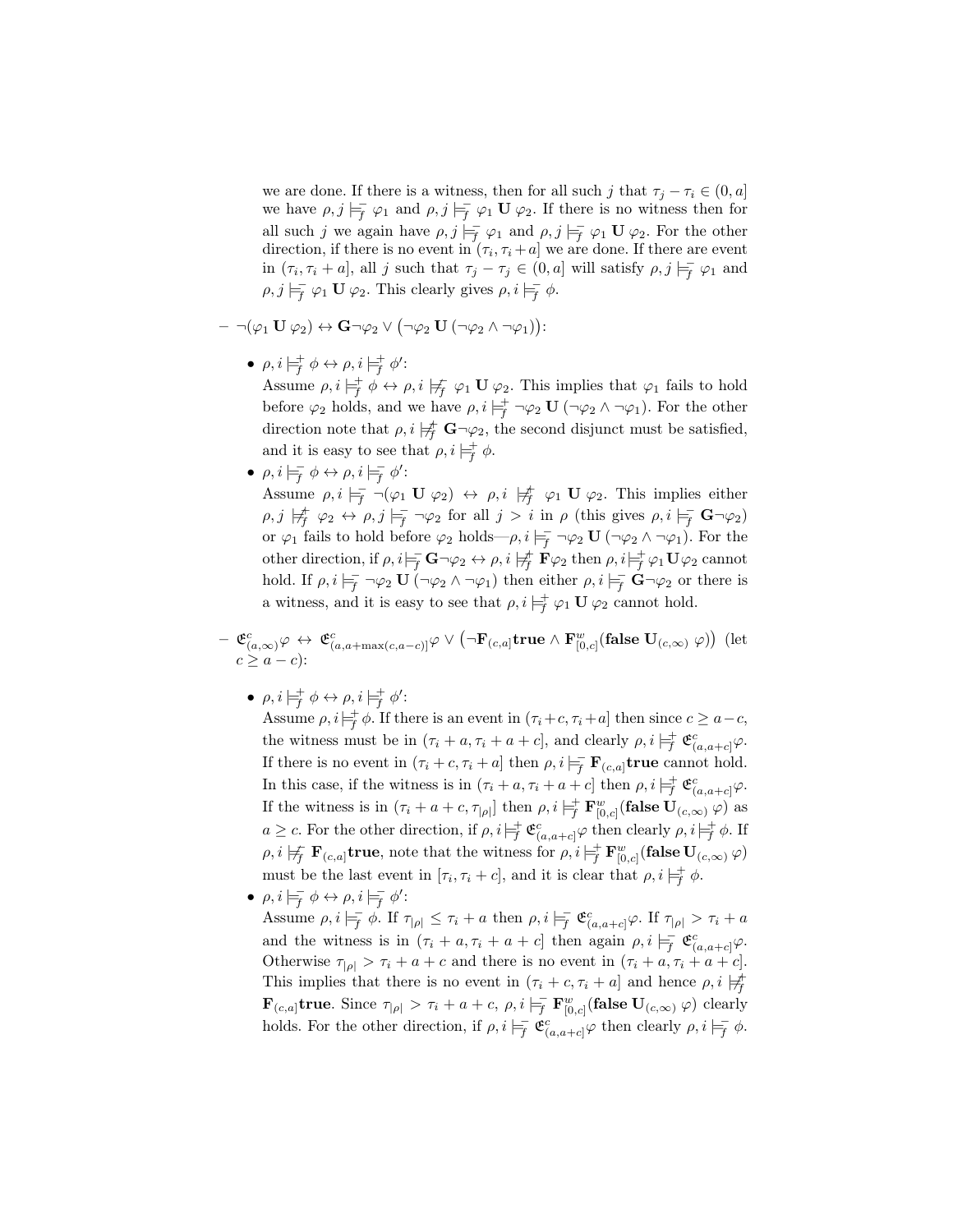we are done. If there is a witness, then for all such $j$ that $\tau_j - \tau_i \in (0, a]$ we have $\rho, j \models^{-}_{f} \varphi_1$ and $\rho, j \models^{-}_{f} \varphi_1 \mathbf{U}\, \varphi_2$. If there is no witness then for all such $j$ we again have $\rho, j \models^{-}_{f} \varphi_1$ and $\rho, j \models^{-}_{f} \varphi_1 \mathbf{U}\, \varphi_2$. For the other direction, if there is no event in $(\tau_i, \tau_i + a]$ we are done. If there are event in $(\tau_i, \tau_i + a]$, all $j$ such that $\tau_j - \tau_j \in (0, a]$ will satisfy $\rho, j \models^{-}_{f} \varphi_1$ and $\rho, j \models^{-}_{f} \varphi_1 \mathbf{U}\, \varphi_2$. This clearly gives $\rho, i \models^{-}_{f} \phi$.

– $\neg(\varphi_1 \mathbf{U}\, \varphi_2) \leftrightarrow \mathbf{G}\neg\varphi_2 \vee \big(\neg\varphi_2 \mathbf{U}\, (\neg\varphi_2 \wedge \neg\varphi_1)\big)$:

- $\rho, i \models^{+}_{f} \phi \leftrightarrow \rho, i \models^{+}_{f} \phi'$:
  Assume $\rho, i \models^{+}_{f} \phi \leftrightarrow \rho, i \not\models^{-}_{f} \varphi_1 \mathbf{U}\, \varphi_2$. This implies that $\varphi_1$ fails to hold before $\varphi_2$ holds, and we have $\rho, i \models^{+}_{f} \neg\varphi_2 \mathbf{U}\, (\neg\varphi_2 \wedge \neg\varphi_1)$. For the other direction note that $\rho, i \not\models^{+}_{f} \mathbf{G}\neg\varphi_2$, the second disjunct must be satisfied, and it is easy to see that $\rho, i \models^{+}_{f} \phi$.
- $\rho, i \models^{-}_{f} \phi \leftrightarrow \rho, i \models^{-}_{f} \phi'$:
  Assume $\rho, i \models^{-}_{f} \neg(\varphi_1 \mathbf{U}\, \varphi_2) \leftrightarrow \rho, i \not\models^{+}_{f} \varphi_1 \mathbf{U}\, \varphi_2$. This implies either $\rho, j \not\models^{+}_{f} \varphi_2 \leftrightarrow \rho, j \models^{-}_{f} \neg\varphi_2$ for all $j > i$ in $\rho$ (this gives $\rho, i \models^{-}_{f} \mathbf{G}\neg\varphi_2$) or $\varphi_1$ fails to hold before $\varphi_2$ holds—$\rho, i \models^{-}_{f} \neg\varphi_2 \mathbf{U}\, (\neg\varphi_2 \wedge \neg\varphi_1)$. For the other direction, if $\rho, i \models^{-}_{f} \mathbf{G}\neg\varphi_2 \leftrightarrow \rho, i \not\models^{+}_{f} \mathbf{F}\varphi_2$ then $\rho, i \models^{+}_{f} \varphi_1 \mathbf{U}\, \varphi_2$ cannot hold. If $\rho, i \models^{-}_{f} \neg\varphi_2 \mathbf{U}\, (\neg\varphi_2 \wedge \neg\varphi_1)$ then either $\rho, i \models^{-}_{f} \mathbf{G}\neg\varphi_2$ or there is a witness, and it is easy to see that $\rho, i \models^{+}_{f} \varphi_1 \mathbf{U}\, \varphi_2$ cannot hold.

– $\mathfrak{E}^{c}_{(a,\infty)}\varphi \leftrightarrow \mathfrak{E}^{c}_{(a,a+\max(c,a-c)]}\varphi \vee \big(\neg\mathbf{F}_{(c,a]}\mathbf{true} \wedge \mathbf{F}^{w}_{[0,c]}(\mathbf{false}\, \mathbf{U}_{(c,\infty)}\, \varphi)\big)$ (let $c \geq a - c$):

- $\rho, i \models^{+}_{f} \phi \leftrightarrow \rho, i \models^{+}_{f} \phi'$:
  Assume $\rho, i \models^{+}_{f} \phi$. If there is an event in $(\tau_i + c, \tau_i + a]$ then since $c \geq a - c$, the witness must be in $(\tau_i + a, \tau_i + a + c]$, and clearly $\rho, i \models^{+}_{f} \mathfrak{E}^{c}_{(a,a+c]}\varphi$. If there is no event in $(\tau_i + c, \tau_i + a]$ then $\rho, i \models^{-}_{f} \mathbf{F}_{(c,a]}\mathbf{true}$ cannot hold. In this case, if the witness is in $(\tau_i + a, \tau_i + a + c]$ then $\rho, i \models^{+}_{f} \mathfrak{E}^{c}_{(a,a+c]}\varphi$. If the witness is in $(\tau_i + a + c, \tau_{|\rho|}]$ then $\rho, i \models^{+}_{f} \mathbf{F}^{w}_{[0,c]}(\mathbf{false}\, \mathbf{U}_{(c,\infty)}\, \varphi)$ as $a \geq c$. For the other direction, if $\rho, i \models^{+}_{f} \mathfrak{E}^{c}_{(a,a+c]}\varphi$ then clearly $\rho, i \models^{+}_{f} \phi$. If $\rho, i \not\models^{-}_{f} \mathbf{F}_{(c,a]}\mathbf{true}$, note that the witness for $\rho, i \models^{+}_{f} \mathbf{F}^{w}_{[0,c]}(\mathbf{false}\, \mathbf{U}_{(c,\infty)}\, \varphi)$ must be the last event in $[\tau_i, \tau_i + c]$, and it is clear that $\rho, i \models^{+}_{f} \phi$.
- $\rho, i \models^{-}_{f} \phi \leftrightarrow \rho, i \models^{-}_{f} \phi'$:
  Assume $\rho, i \models^{-}_{f} \phi$. If $\tau_{|\rho|} \leq \tau_i + a$ then $\rho, i \models^{-}_{f} \mathfrak{E}^{c}_{(a,a+c]}\varphi$. If $\tau_{|\rho|} > \tau_i + a$ and the witness is in $(\tau_i + a, \tau_i + a + c]$ then again $\rho, i \models^{-}_{f} \mathfrak{E}^{c}_{(a,a+c]}\varphi$. Otherwise $\tau_{|\rho|} > \tau_i + a + c$ and there is no event in $(\tau_i + a, \tau_i + a + c]$. This implies that there is no event in $(\tau_i + c, \tau_i + a]$ and hence $\rho, i \not\models^{+}_{f} \mathbf{F}_{(c,a]}\mathbf{true}$. Since $\tau_{|\rho|} > \tau_i + a + c$, $\rho, i \models^{-}_{f} \mathbf{F}^{w}_{[0,c]}(\mathbf{false}\, \mathbf{U}_{(c,\infty)}\, \varphi)$ clearly holds. For the other direction, if $\rho, i \models^{-}_{f} \mathfrak{E}^{c}_{(a,a+c]}\varphi$ then clearly $\rho, i \models^{-}_{f} \phi$.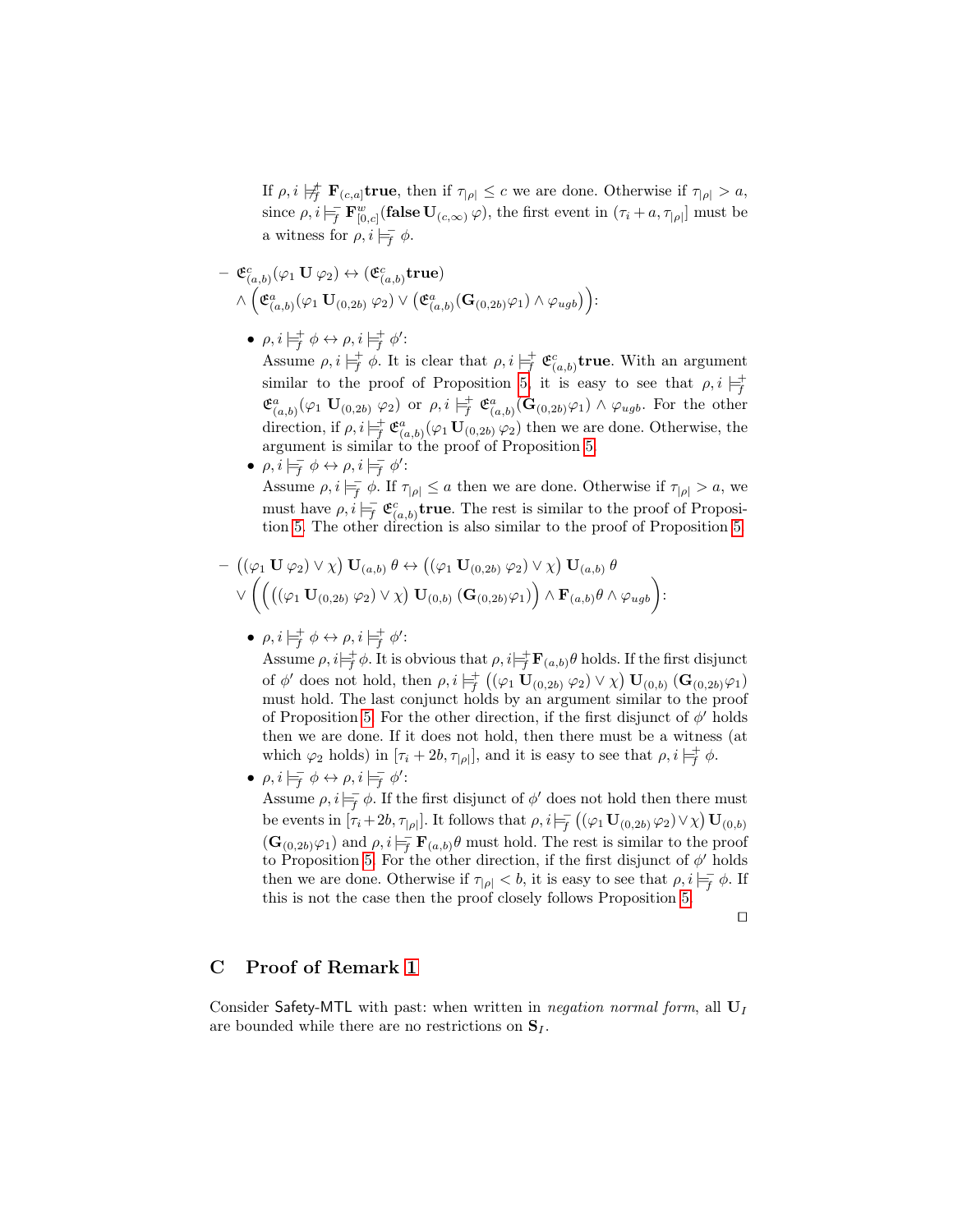If $\rho, i \not\models^{+}_{f} \mathbf{F}_{(c,a]}\mathbf{true}$, then if $\tau_{|\rho|} \leq c$ we are done. Otherwise if $\tau_{|\rho|} > a$, since $\rho, i \models^{-}_{f} \mathbf{F}^{w}_{[0,c]}(\mathbf{false}\,\mathbf{U}_{(c,\infty)}\,\varphi)$, the first event in $(\tau_i + a, \tau_{|\rho|}]$ must be a witness for $\rho, i \models^{-}_{f} \phi$.

– $\mathfrak{E}^{c}_{(a,b)}(\varphi_1\,\mathbf{U}\,\varphi_2) \leftrightarrow (\mathfrak{E}^{c}_{(a,b)}\mathbf{true})$
$\wedge \Big(\mathfrak{E}^{a}_{(a,b)}(\varphi_1\,\mathbf{U}_{(0,2b)}\,\varphi_2) \vee \big(\mathfrak{E}^{a}_{(a,b)}(\mathbf{G}_{(0,2b)}\varphi_1) \wedge \varphi_{ugb}\big)\Big)$:

- $\rho, i \models^{+}_{f} \phi \leftrightarrow \rho, i \models^{+}_{f} \phi'$:
Assume $\rho, i \models^{+}_{f} \phi$. It is clear that $\rho, i \models^{+}_{f} \mathfrak{E}^{c}_{(a,b)}\mathbf{true}$. With an argument similar to the proof of Proposition 5, it is easy to see that $\rho, i \models^{+}_{f} \mathfrak{E}^{a}_{(a,b)}(\varphi_1\,\mathbf{U}_{(0,2b)}\,\varphi_2)$ or $\rho, i \models^{+}_{f} \mathfrak{E}^{a}_{(a,b)}(\mathbf{G}_{(0,2b)}\varphi_1) \wedge \varphi_{ugb}$. For the other direction, if $\rho, i \models^{+}_{f} \mathfrak{E}^{a}_{(a,b)}(\varphi_1\,\mathbf{U}_{(0,2b)}\,\varphi_2)$ then we are done. Otherwise, the argument is similar to the proof of Proposition 5.
- $\rho, i \models^{-}_{f} \phi \leftrightarrow \rho, i \models^{-}_{f} \phi'$:
Assume $\rho, i \models^{-}_{f} \phi$. If $\tau_{|\rho|} \leq a$ then we are done. Otherwise if $\tau_{|\rho|} > a$, we must have $\rho, i \models^{-}_{f} \mathfrak{E}^{c}_{(a,b)}\mathbf{true}$. The rest is similar to the proof of Proposition 5. The other direction is also similar to the proof of Proposition 5.

– $\big((\varphi_1\,\mathbf{U}\,\varphi_2) \vee \chi\big)\,\mathbf{U}_{(a,b)}\,\theta \leftrightarrow \big((\varphi_1\,\mathbf{U}_{(0,2b)}\,\varphi_2) \vee \chi\big)\,\mathbf{U}_{(a,b)}\,\theta$
$\vee \bigg(\Big(\big((\varphi_1\,\mathbf{U}_{(0,2b)}\,\varphi_2) \vee \chi\big)\,\mathbf{U}_{(0,b)}\,(\mathbf{G}_{(0,2b)}\varphi_1)\Big) \wedge \mathbf{F}_{(a,b)}\theta \wedge \varphi_{ugb}\bigg)$:

- $\rho, i \models^{+}_{f} \phi \leftrightarrow \rho, i \models^{+}_{f} \phi'$:
Assume $\rho, i \models^{+}_{f} \phi$. It is obvious that $\rho, i \models^{+}_{f} \mathbf{F}_{(a,b)}\theta$ holds. If the first disjunct of $\phi'$ does not hold, then $\rho, i \models^{+}_{f} \big((\varphi_1\,\mathbf{U}_{(0,2b)}\,\varphi_2) \vee \chi\big)\,\mathbf{U}_{(0,b)}\,(\mathbf{G}_{(0,2b)}\varphi_1)$ must hold. The last conjunct holds by an argument similar to the proof of Proposition 5. For the other direction, if the first disjunct of $\phi'$ holds then we are done. If it does not hold, then there must be a witness (at which $\varphi_2$ holds) in $[\tau_i + 2b, \tau_{|\rho|}]$, and it is easy to see that $\rho, i \models^{+}_{f} \phi$.
- $\rho, i \models^{-}_{f} \phi \leftrightarrow \rho, i \models^{-}_{f} \phi'$:
Assume $\rho, i \models^{-}_{f} \phi$. If the first disjunct of $\phi'$ does not hold then there must be events in $[\tau_i + 2b, \tau_{|\rho|}]$. It follows that $\rho, i \models^{-}_{f} \big((\varphi_1\,\mathbf{U}_{(0,2b)}\,\varphi_2) \vee \chi\big)\,\mathbf{U}_{(0,b)}\,(\mathbf{G}_{(0,2b)}\varphi_1)$ and $\rho, i \models^{-}_{f} \mathbf{F}_{(a,b)}\theta$ must hold. The rest is similar to the proof to Proposition 5. For the other direction, if the first disjunct of $\phi'$ holds then we are done. Otherwise if $\tau_{|\rho|} < b$, it is easy to see that $\rho, i \models^{-}_{f} \phi$. If this is not the case then the proof closely follows Proposition 5.

$\square$

## C Proof of Remark 1

Consider Safety-MTL with past: when written in *negation normal form*, all $\mathbf{U}_I$ are bounded while there are no restrictions on $\mathbf{S}_I$.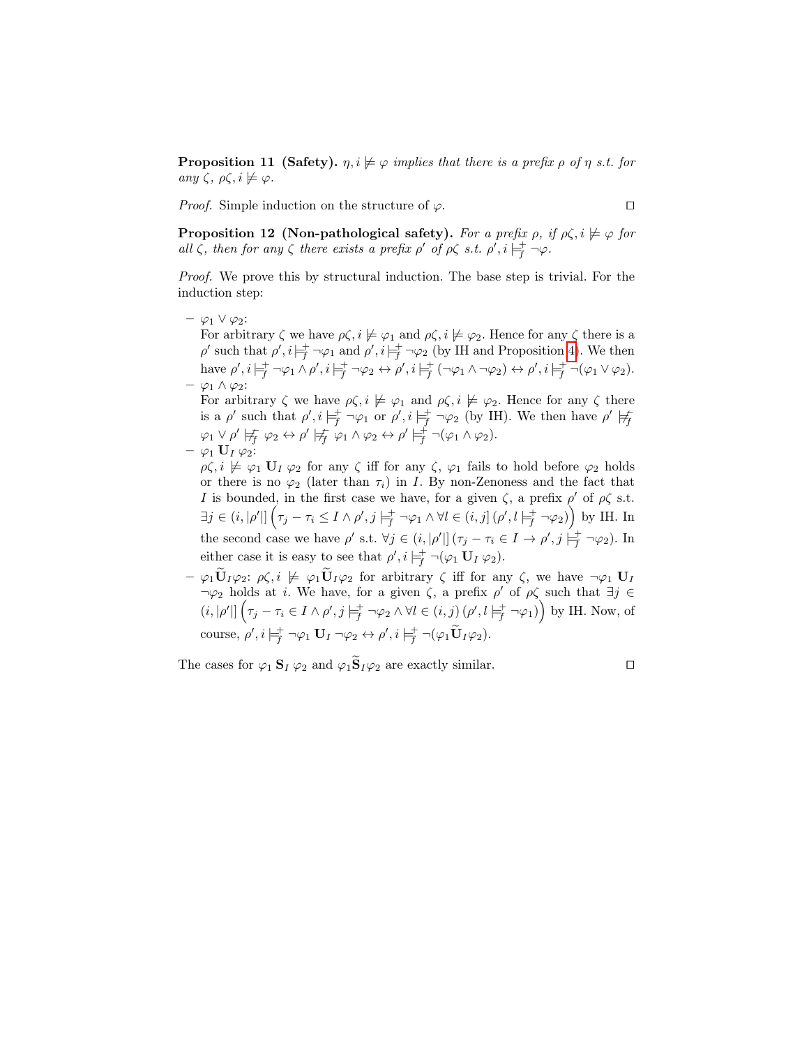**Proposition 11 (Safety).** *$\eta, i \not\models \varphi$ implies that there is a prefix $\rho$ of $\eta$ s.t. for any $\zeta$, $\rho\zeta, i \not\models \varphi$.*

*Proof.* Simple induction on the structure of $\varphi$. ◻

**Proposition 12 (Non-pathological safety).** *For a prefix $\rho$, if $\rho\zeta, i \not\models \varphi$ for all $\zeta$, then for any $\zeta$ there exists a prefix $\rho'$ of $\rho\zeta$ s.t. $\rho', i \models_f^+ \neg\varphi$.*

*Proof.* We prove this by structural induction. The base step is trivial. For the induction step:

- $\varphi_1 \vee \varphi_2$:
  For arbitrary $\zeta$ we have $\rho\zeta, i \not\models \varphi_1$ and $\rho\zeta, i \not\models \varphi_2$. Hence for any $\zeta$ there is a $\rho'$ such that $\rho', i \models_f^+ \neg\varphi_1$ and $\rho', i \models_f^+ \neg\varphi_2$ (by IH and Proposition 4). We then have $\rho', i \models_f^+ \neg\varphi_1 \wedge \rho', i \models_f^+ \neg\varphi_2 \leftrightarrow \rho', i \models_f^+ (\neg\varphi_1 \wedge \neg\varphi_2) \leftrightarrow \rho', i \models_f^+ \neg(\varphi_1 \vee \varphi_2)$.
- $\varphi_1 \wedge \varphi_2$:
  For arbitrary $\zeta$ we have $\rho\zeta, i \not\models \varphi_1$ and $\rho\zeta, i \not\models \varphi_2$. Hence for any $\zeta$ there is a $\rho'$ such that $\rho', i \models_f^+ \neg\varphi_1$ or $\rho', i \models_f^+ \neg\varphi_2$ (by IH). We then have $\rho' \not\models_f^- \varphi_1 \vee \rho' \not\models_f^- \varphi_2 \leftrightarrow \rho' \not\models_f^- \varphi_1 \wedge \varphi_2 \leftrightarrow \rho' \models_f^+ \neg(\varphi_1 \wedge \varphi_2)$.
- $\varphi_1 \mathbf{U}_I \varphi_2$:
  $\rho\zeta, i \not\models \varphi_1 \mathbf{U}_I \varphi_2$ for any $\zeta$ iff for any $\zeta$, $\varphi_1$ fails to hold before $\varphi_2$ holds or there is no $\varphi_2$ (later than $\tau_i$) in $I$. By non-Zenoness and the fact that $I$ is bounded, in the first case we have, for a given $\zeta$, a prefix $\rho'$ of $\rho\zeta$ s.t. $\exists j \in (i, |\rho'|] \left(\tau_j - \tau_i \leq I \wedge \rho', j \models_f^+ \neg\varphi_1 \wedge \forall l \in (i, j]\, (\rho', l \models_f^+ \neg\varphi_2)\right)$ by IH. In the second case we have $\rho'$ s.t. $\forall j \in (i, |\rho'|]\, (\tau_j - \tau_i \in I \rightarrow \rho', j \models_f^+ \neg\varphi_2)$. In either case it is easy to see that $\rho', i \models_f^+ \neg(\varphi_1 \mathbf{U}_I \varphi_2)$.
- $\varphi_1 \widetilde{\mathbf{U}}_I \varphi_2$: $\rho\zeta, i \not\models \varphi_1 \widetilde{\mathbf{U}}_I \varphi_2$ for arbitrary $\zeta$ iff for any $\zeta$, we have $\neg\varphi_1 \mathbf{U}_I \neg\varphi_2$ holds at $i$. We have, for a given $\zeta$, a prefix $\rho'$ of $\rho\zeta$ such that $\exists j \in (i, |\rho'|] \left(\tau_j - \tau_i \in I \wedge \rho', j \models_f^+ \neg\varphi_2 \wedge \forall l \in (i, j)\, (\rho', l \models_f^+ \neg\varphi_1)\right)$ by IH. Now, of course, $\rho', i \models_f^+ \neg\varphi_1 \mathbf{U}_I \neg\varphi_2 \leftrightarrow \rho', i \models_f^+ \neg(\varphi_1 \widetilde{\mathbf{U}}_I \varphi_2)$.

The cases for $\varphi_1 \mathbf{S}_I \varphi_2$ and $\varphi_1 \widetilde{\mathbf{S}}_I \varphi_2$ are exactly similar. ◻